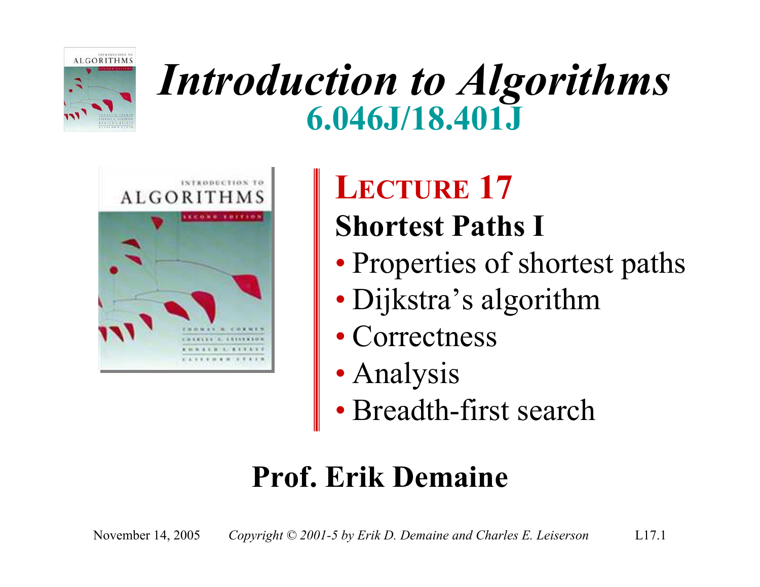# *Introduction to Algorithms*

## 6.046J/18.401J

## LECTURE 17

### Shortest Paths I

- Properties of shortest paths
- Dijkstra's algorithm
- Correctness
- Analysis
- Breadth-first search

**Prof. Erik Demaine**

November 14, 2005 *Copyright © 2001-5 by Erik D. Demaine and Charles E. Leiserson*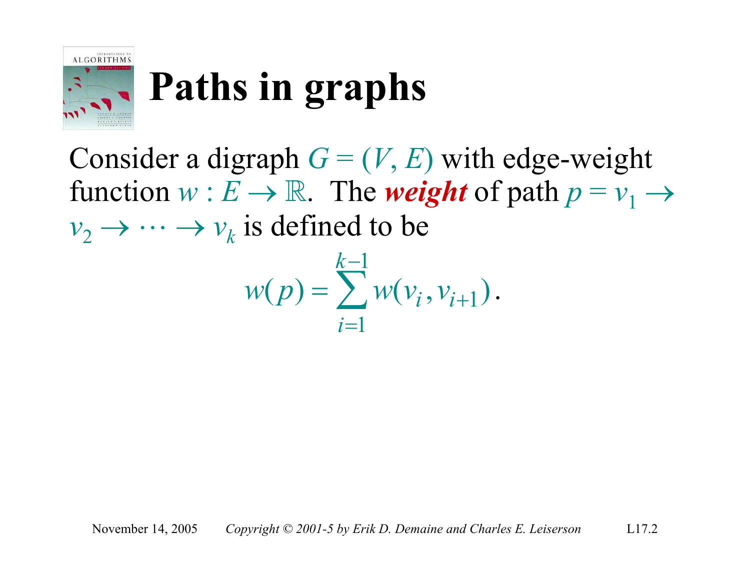# Paths in graphs

Consider a digraph $G = (V, E)$ with edge-weight function $w : E \to \mathbb{R}$. The ***weight*** of path $p = v_1 \to v_2 \to \cdots \to v_k$ is defined to be

$$w(p) = \sum_{i=1}^{k-1} w(v_i, v_{i+1}) .$$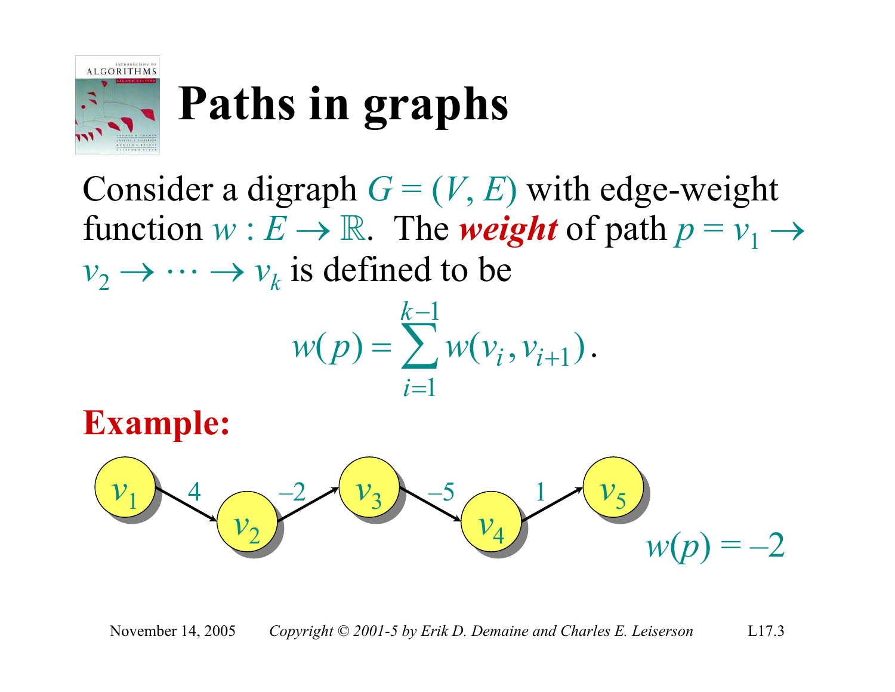# Paths in graphs

Consider a digraph $G = (V, E)$ with edge-weight function $w : E \to \mathbb{R}$. The ***weight*** of path $p = v_1 \to v_2 \to \cdots \to v_k$ is defined to be

$$w(p) = \sum_{i=1}^{k-1} w(v_i, v_{i+1}).$$

**Example:**

$v_1 \xrightarrow{4} v_2 \xrightarrow{-2} v_3 \xrightarrow{-5} v_4 \xrightarrow{1} v_5$

$w(p) = -2$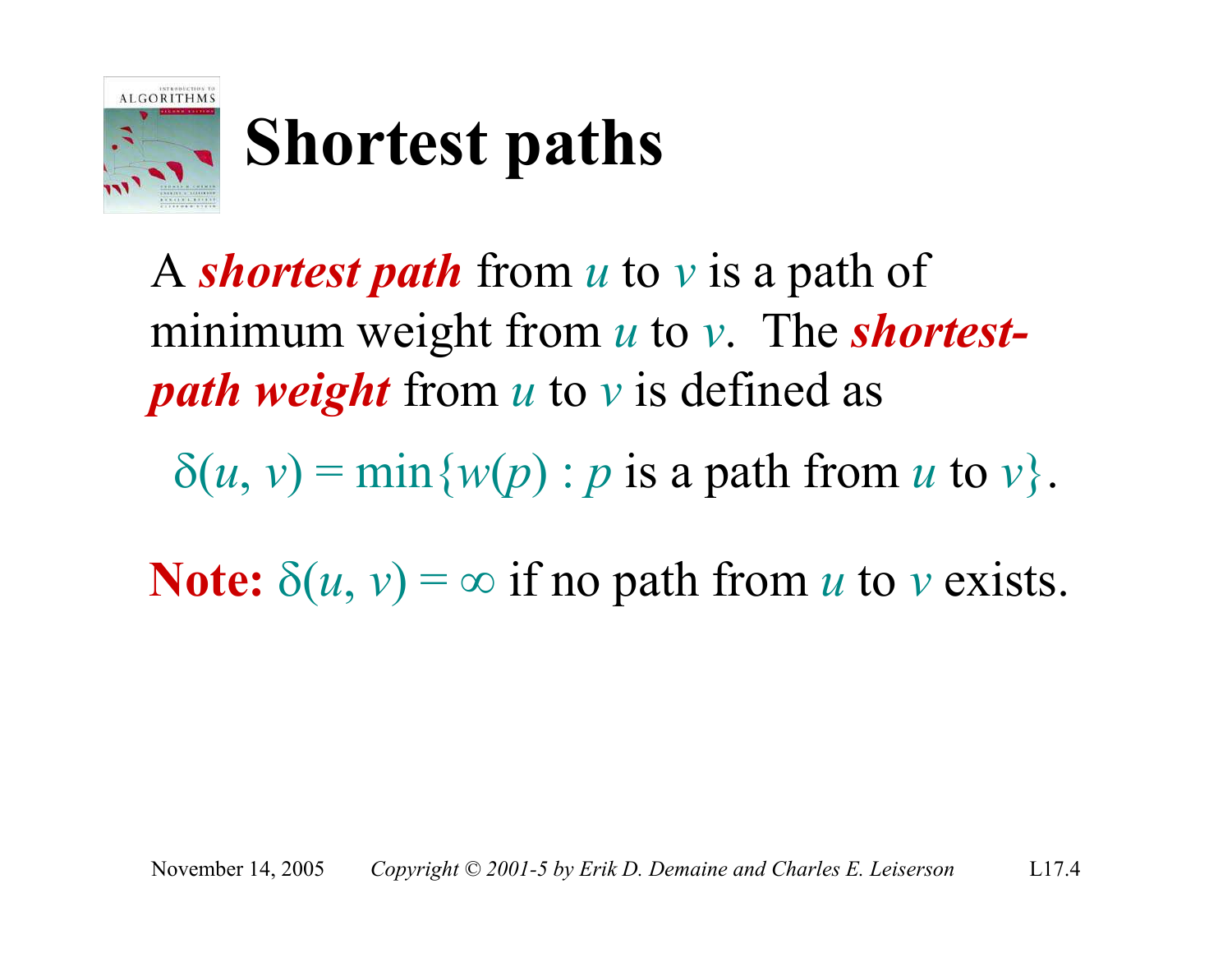# Shortest paths

A ***shortest path*** from $u$ to $v$ is a path of minimum weight from $u$ to $v$. The ***shortest-path weight*** from $u$ to $v$ is defined as

$$\delta(u, v) = \min\{w(p) : p \text{ is a path from } u \text{ to } v\}.$$

**Note:** $\delta(u, v) = \infty$ if no path from $u$ to $v$ exists.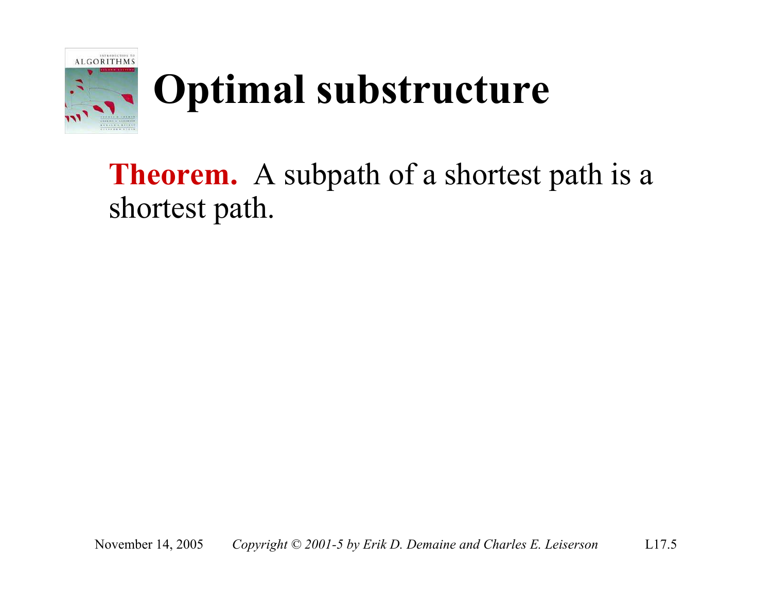# Optimal substructure

**Theorem.** A subpath of a shortest path is a shortest path.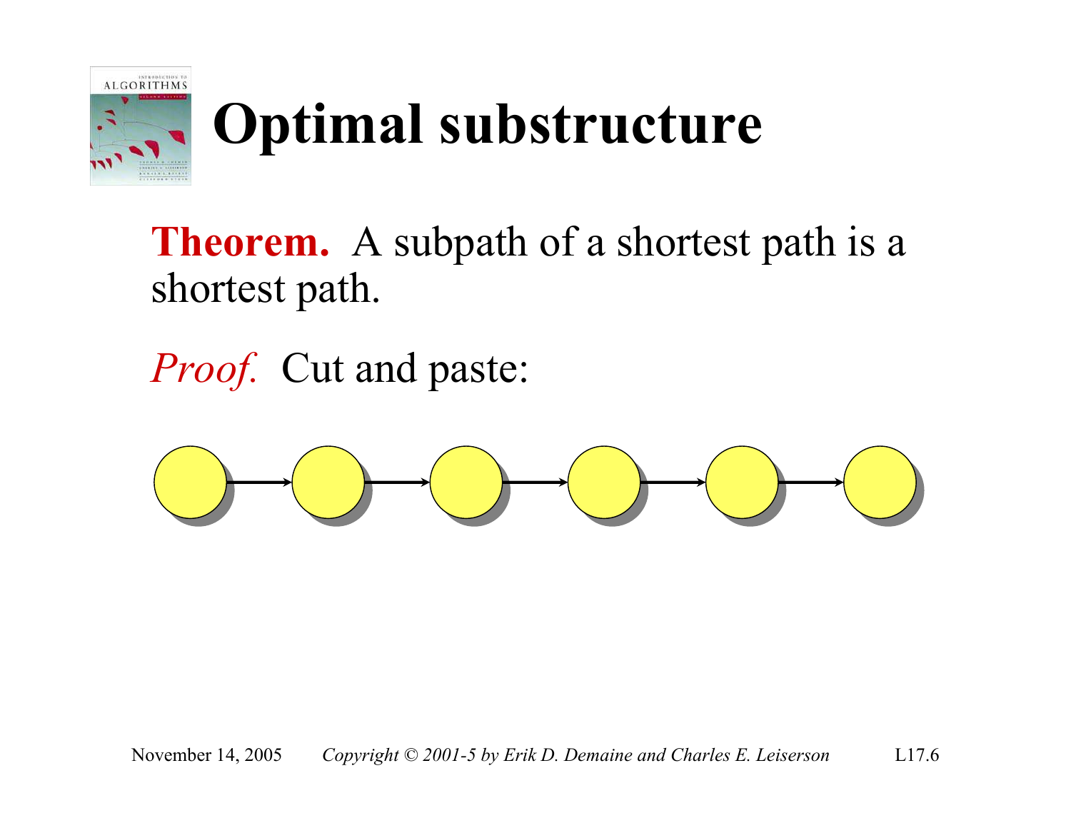# Optimal substructure

**Theorem.** A subpath of a shortest path is a shortest path.

*Proof.* Cut and paste: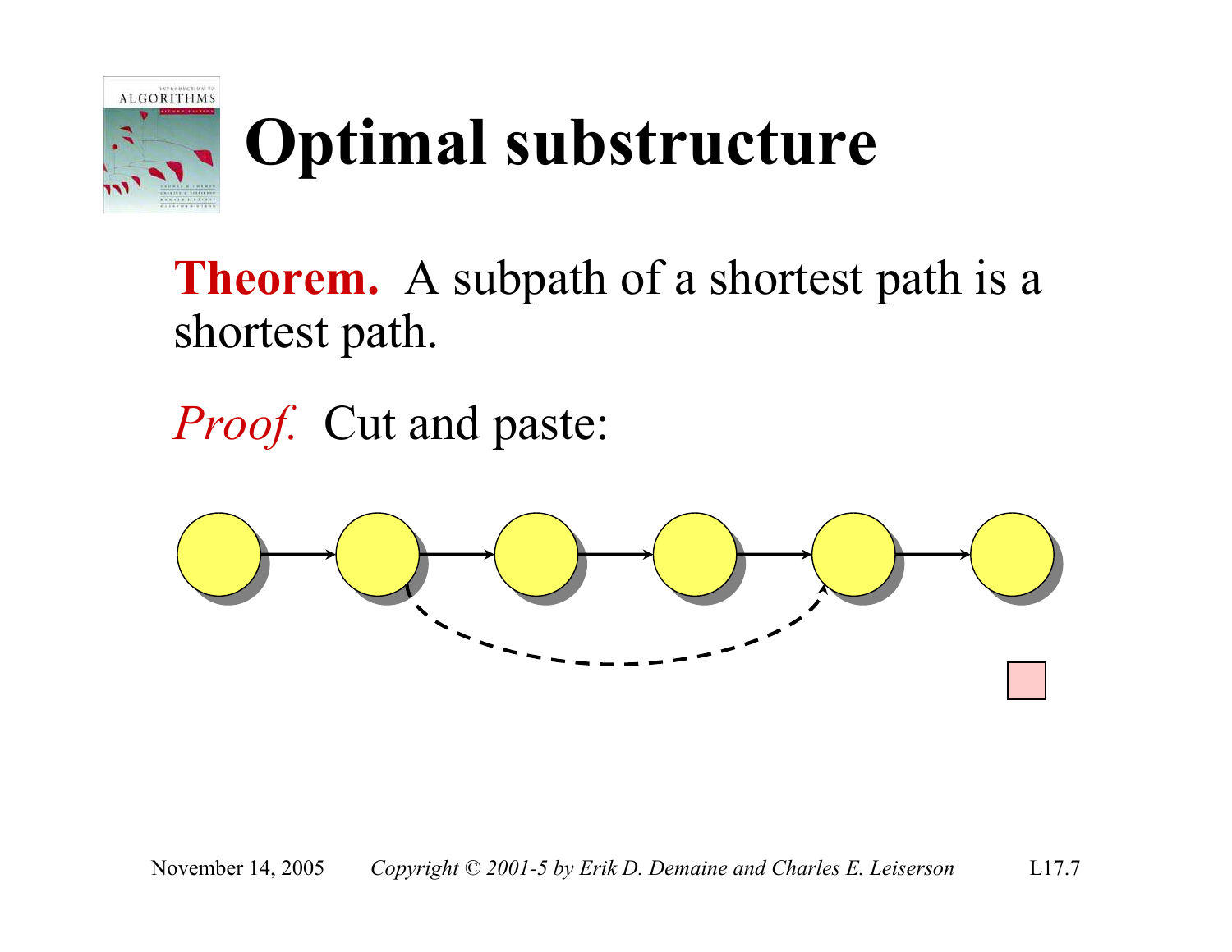# Optimal substructure

**Theorem.** A subpath of a shortest path is a shortest path.

*Proof.* Cut and paste: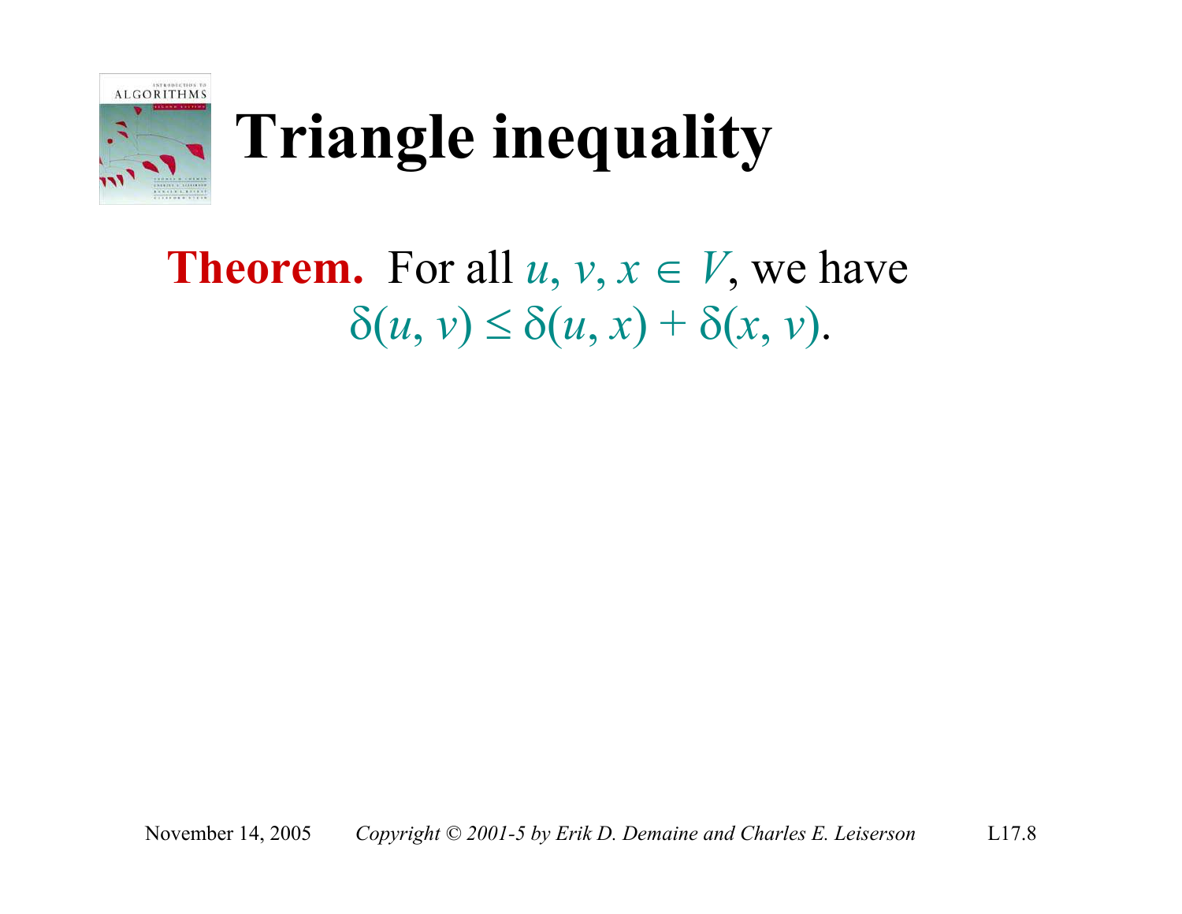# Triangle inequality

**Theorem.** For all $u, v, x \in V$, we have

$$\delta(u, v) \leq \delta(u, x) + \delta(x, v).$$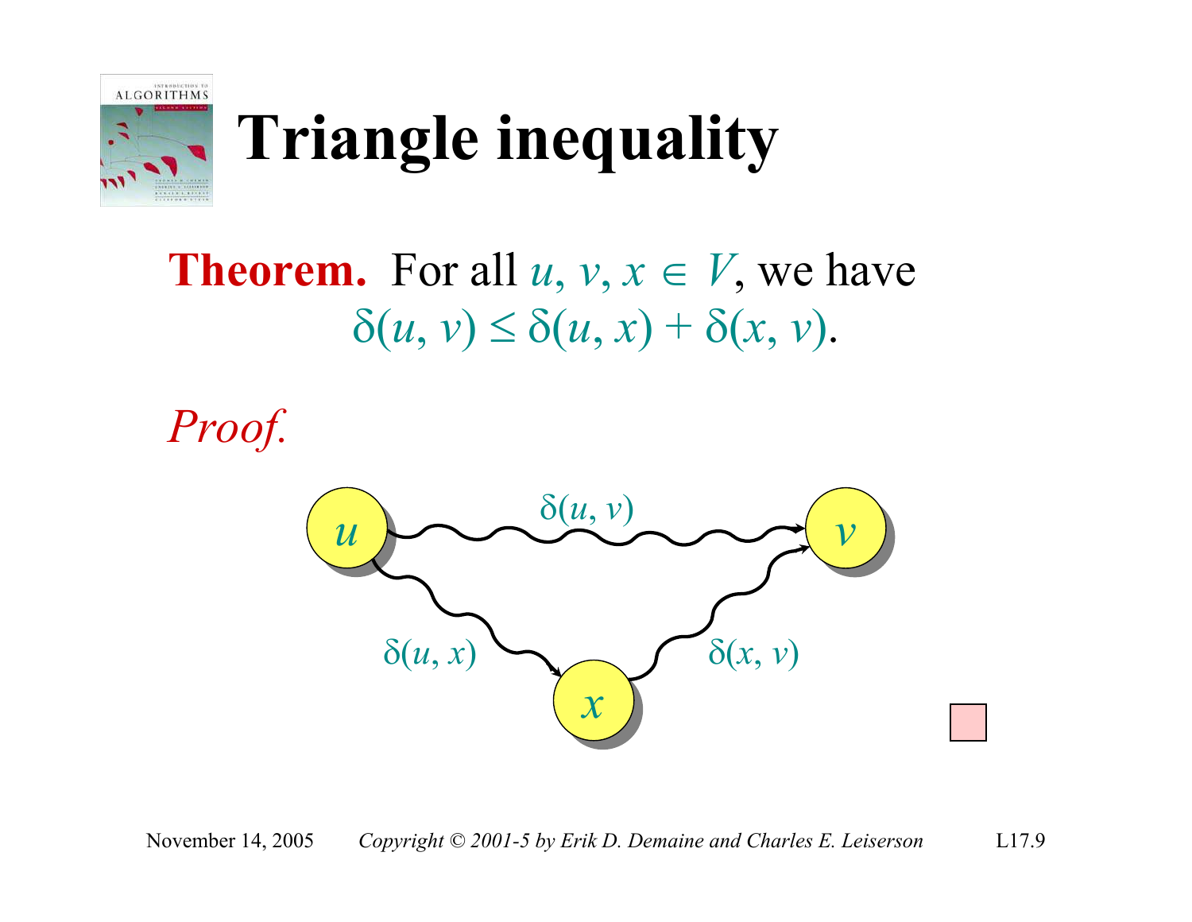# Triangle inequality

**Theorem.** For all $u, v, x \in V$, we have

$$\delta(u, v) \leq \delta(u, x) + \delta(x, v).$$

*Proof.*

$\delta(u, v)$

$\delta(u, x)$

$\delta(x, v)$

$u$

$v$

$x$

□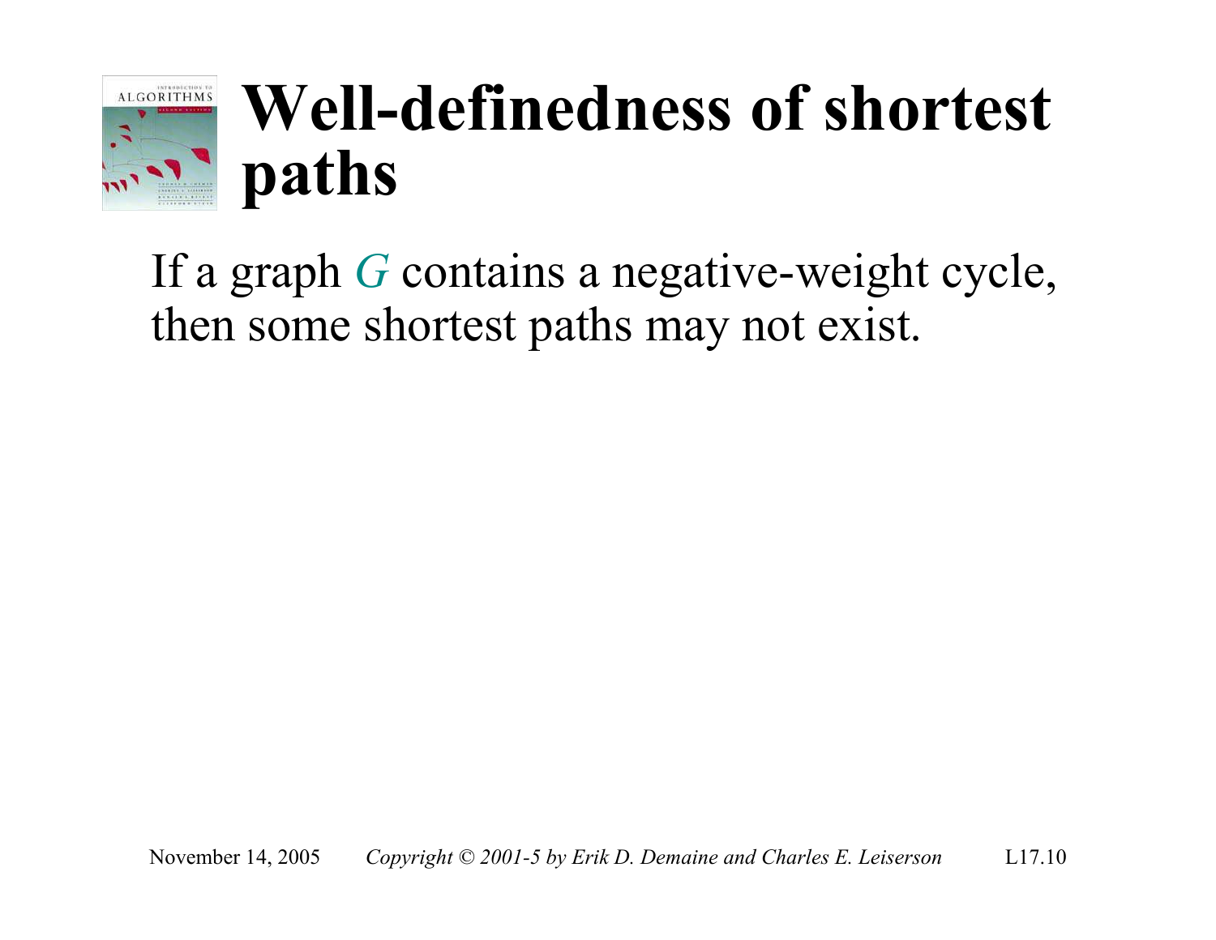# Well-definedness of shortest paths

If a graph $G$ contains a negative-weight cycle, then some shortest paths may not exist.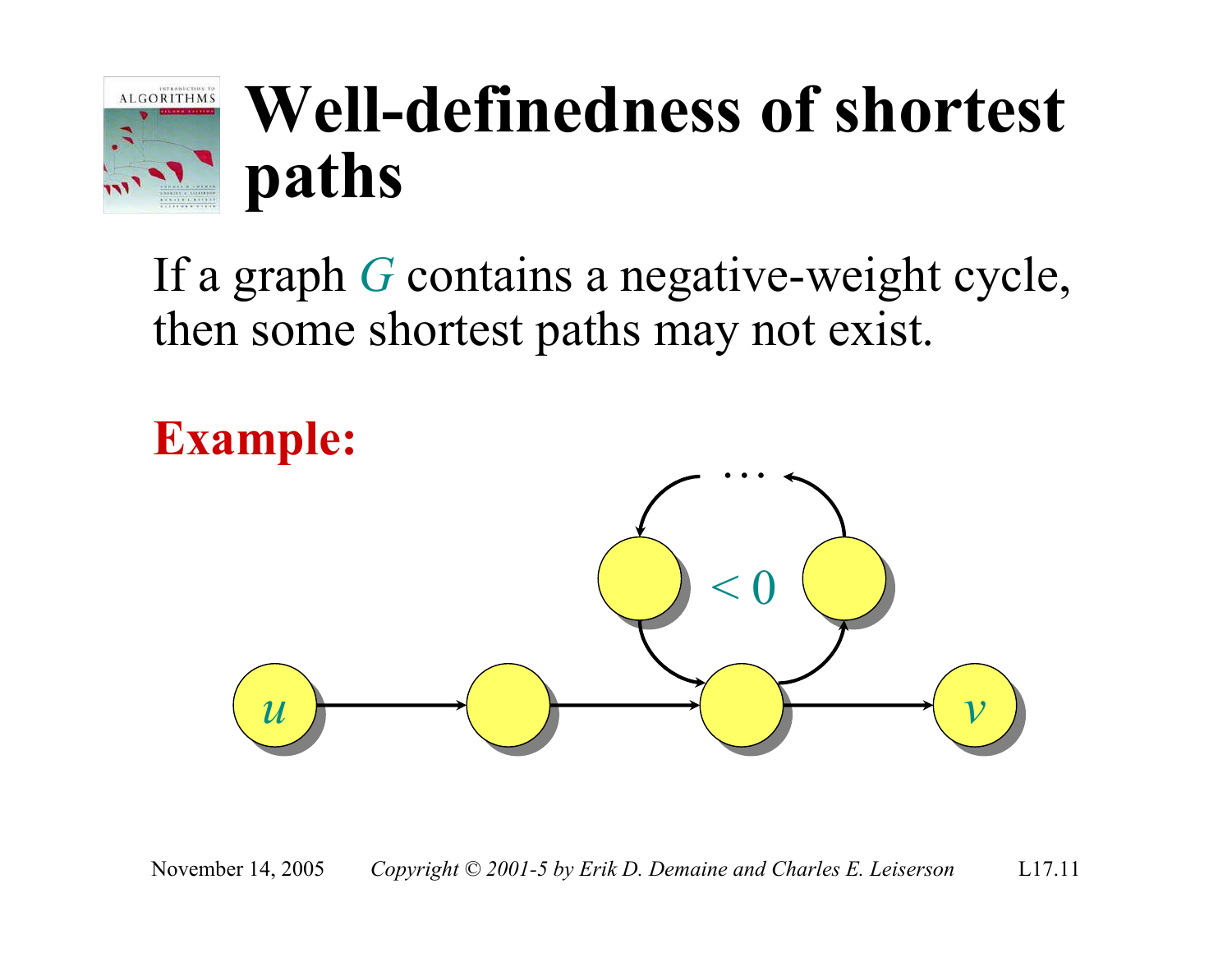# Well-definedness of shortest paths

If a graph $G$ contains a negative-weight cycle, then some shortest paths may not exist.

**Example:**

$u$ $v$ $< 0$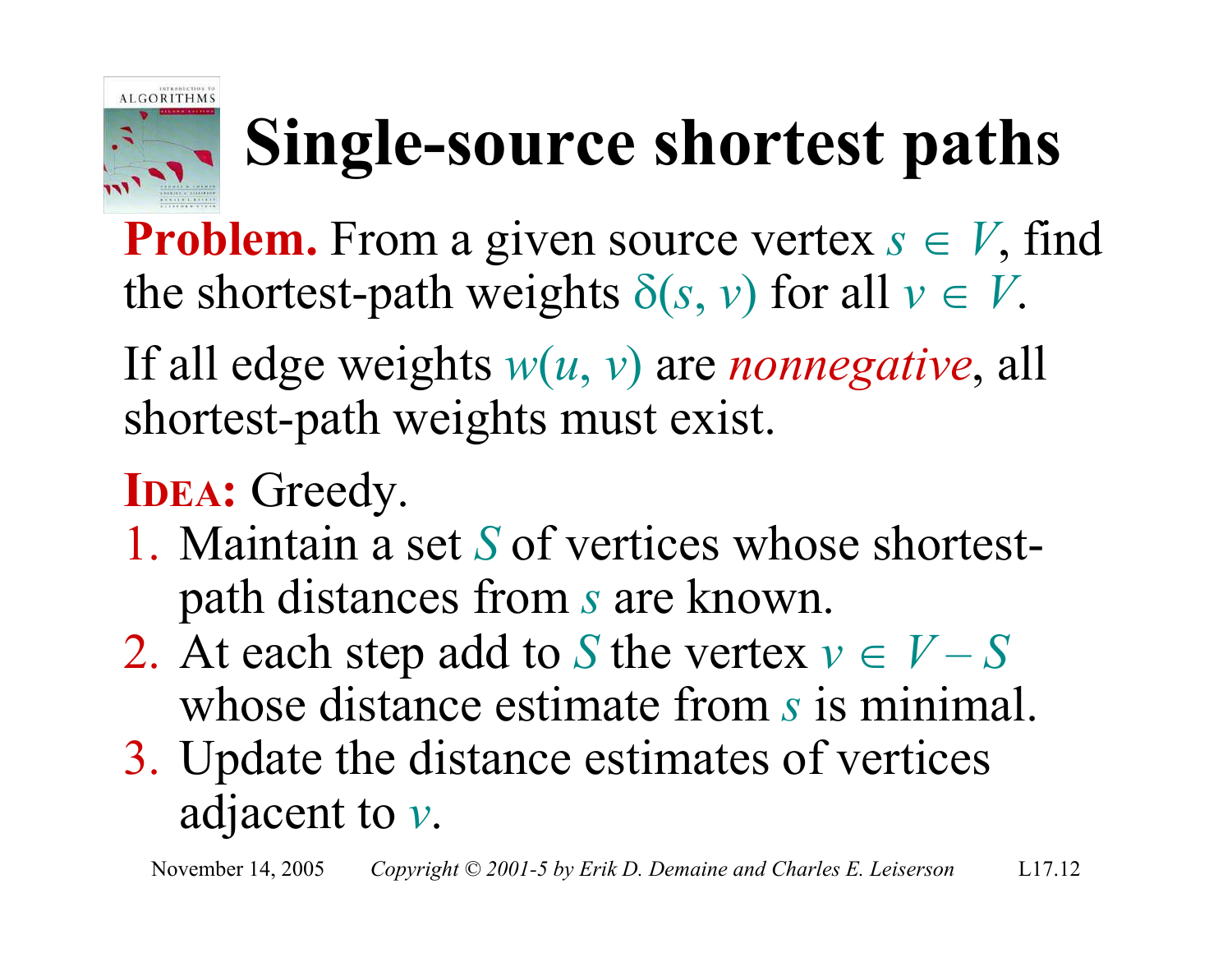# Single-source shortest paths

**Problem.** From a given source vertex $s \in V$, find the shortest-path weights $\delta(s, v)$ for all $v \in V$.

If all edge weights $w(u, v)$ are *nonnegative*, all shortest-path weights must exist.

**IDEA:** Greedy.

1. Maintain a set $S$ of vertices whose shortest-path distances from $s$ are known.
2. At each step add to $S$ the vertex $v \in V - S$ whose distance estimate from $s$ is minimal.
3. Update the distance estimates of vertices adjacent to $v$.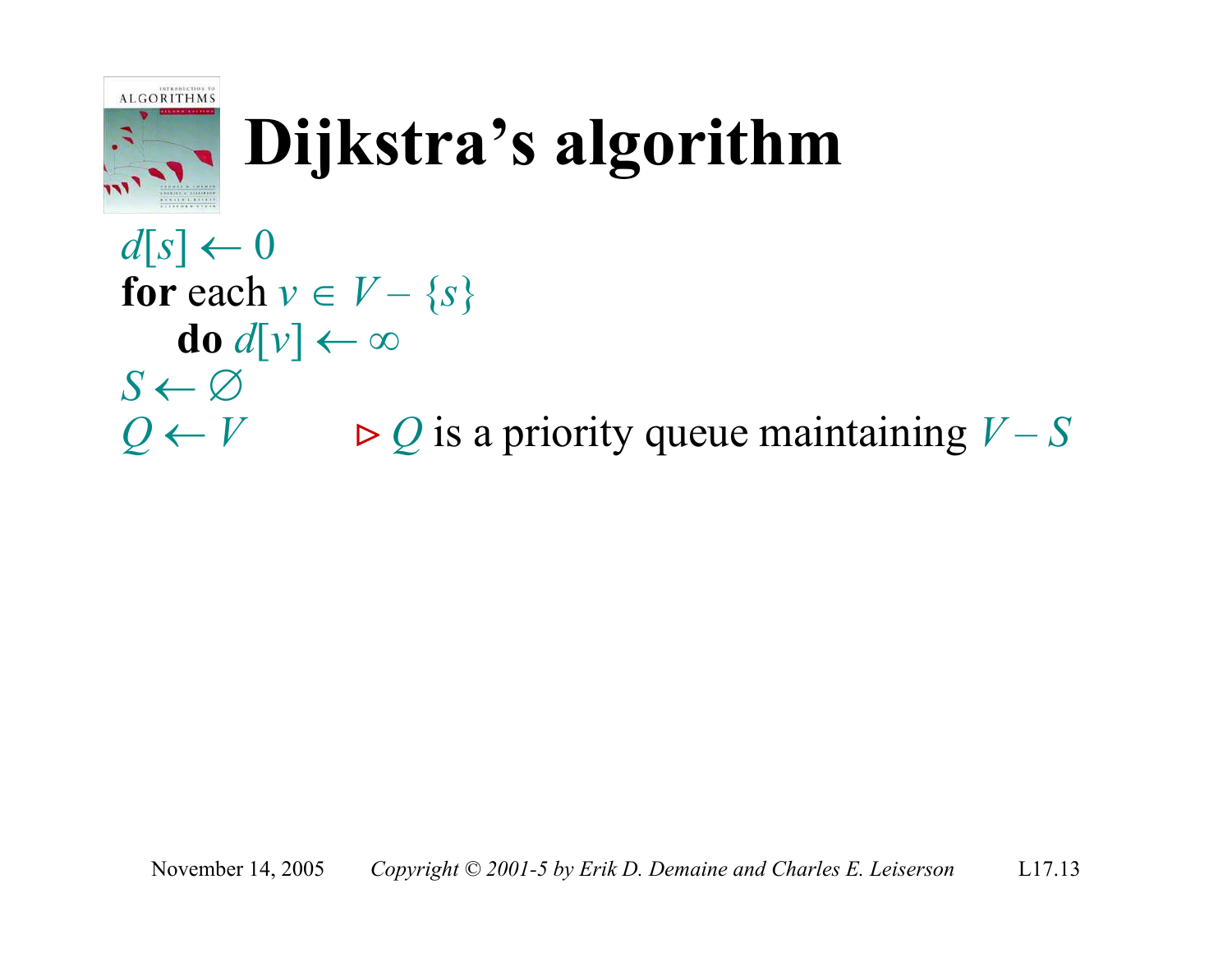# Dijkstra's algorithm

$d[s] \leftarrow 0$
**for** each $v \in V - \{s\}$
    **do** $d[v] \leftarrow \infty$
$S \leftarrow \varnothing$
$Q \leftarrow V$        ⊳ $Q$ is a priority queue maintaining $V - S$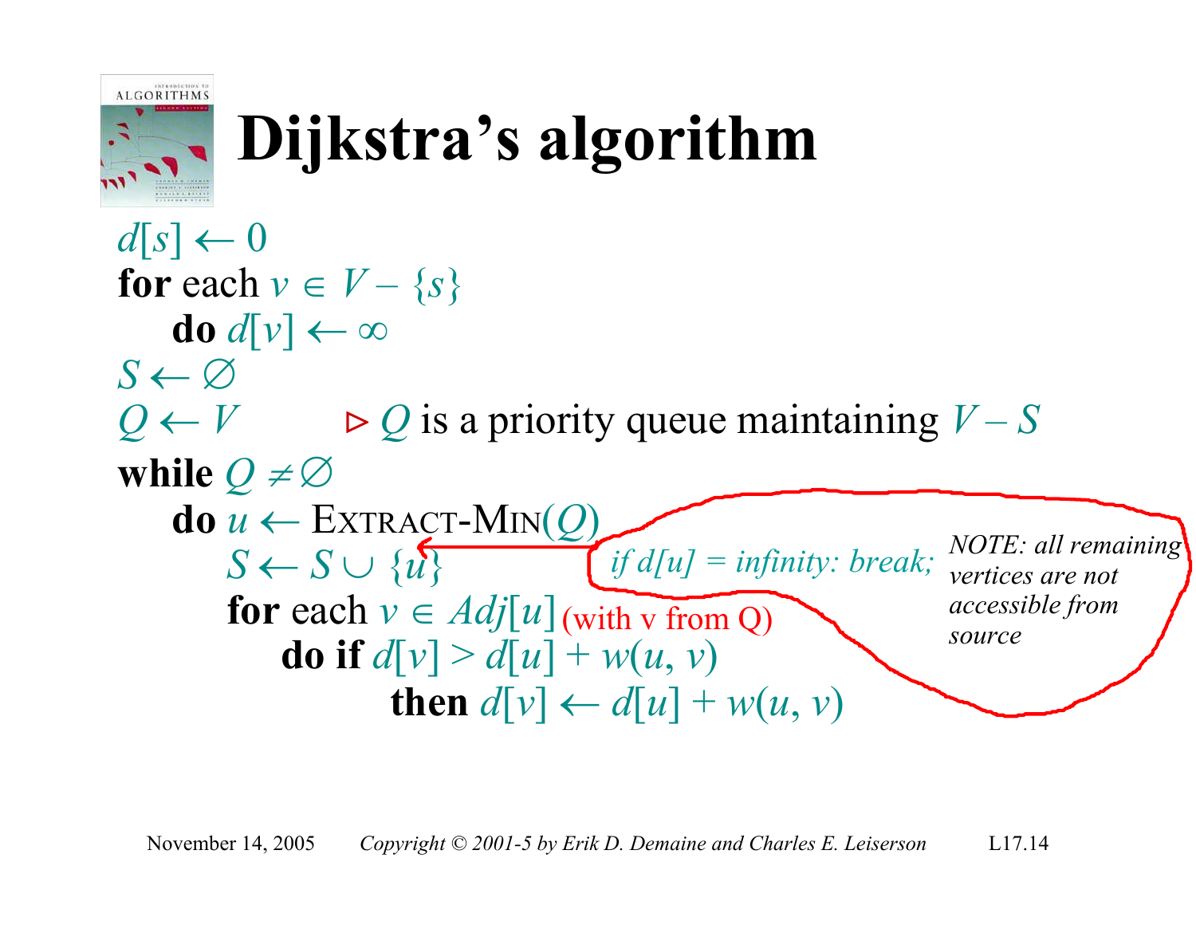# Dijkstra's algorithm

$d[s] \leftarrow 0$
**for** each $v \in V - \{s\}$
  **do** $d[v] \leftarrow \infty$
$S \leftarrow \varnothing$
$Q \leftarrow V$    ⊳ $Q$ is a priority queue maintaining $V - S$
**while** $Q \neq \varnothing$
  **do** $u \leftarrow$ EXTRACT-MIN($Q$)
    *if d[u] = infinity: break;*
    $S \leftarrow S \cup \{u\}$
    **for** each $v \in Adj[u]$ (with v from Q)
      **do if** $d[v] > d[u] + w(u, v)$
        **then** $d[v] \leftarrow d[u] + w(u, v)$

*NOTE: all remaining vertices are not accessible from source*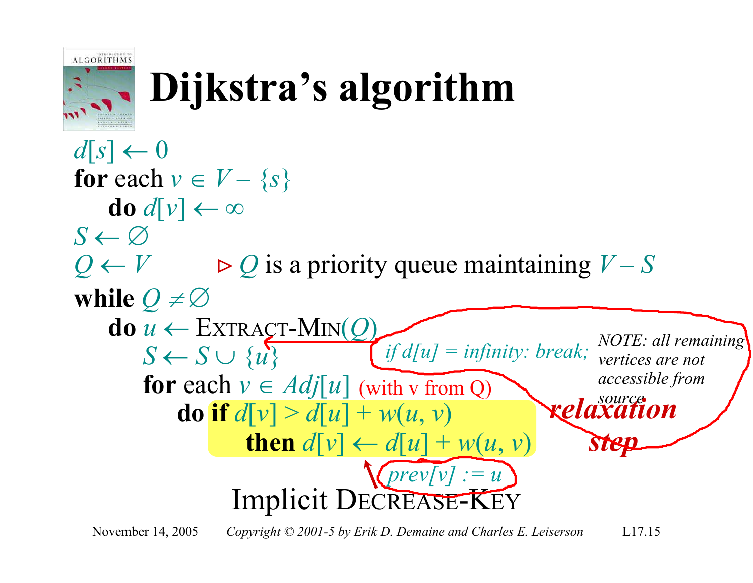# Dijkstra's algorithm

$d[s] \leftarrow 0$
**for** each $v \in V - \{s\}$
  **do** $d[v] \leftarrow \infty$
$S \leftarrow \emptyset$
$Q \leftarrow V$   ▷ $Q$ is a priority queue maintaining $V - S$
**while** $Q \neq \emptyset$
  **do** $u \leftarrow$ EXTRACT-MIN($Q$)
    *if d[u] = infinity: break;*  *NOTE: all remaining vertices are not accessible from source*
    $S \leftarrow S \cup \{u\}$
    **for** each $v \in Adj[u]$ (with v from Q)
      **do if** $d[v] > d[u] + w(u, v)$
        **then** $d[v] \leftarrow d[u] + w(u, v)$
        *prev[v] := u*

***relaxation step***

Implicit DECREASE-KEY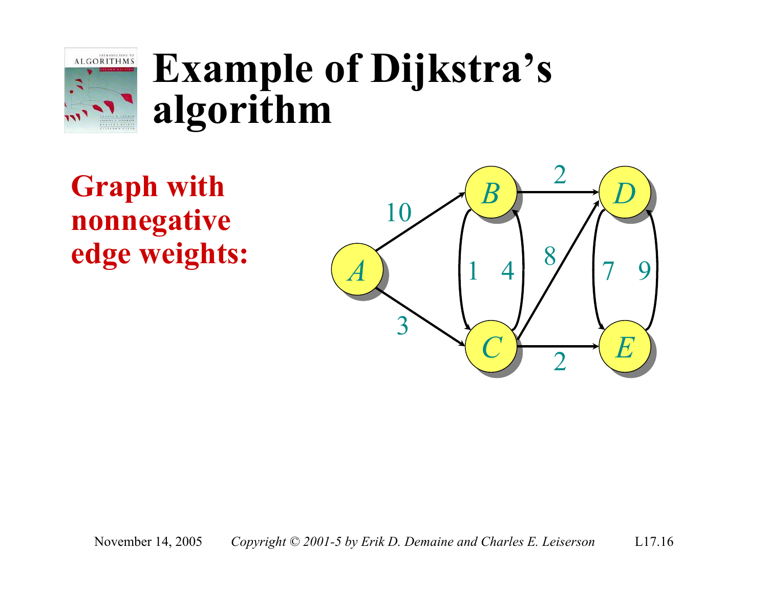# Example of Dijkstra's algorithm

**Graph with nonnegative edge weights:**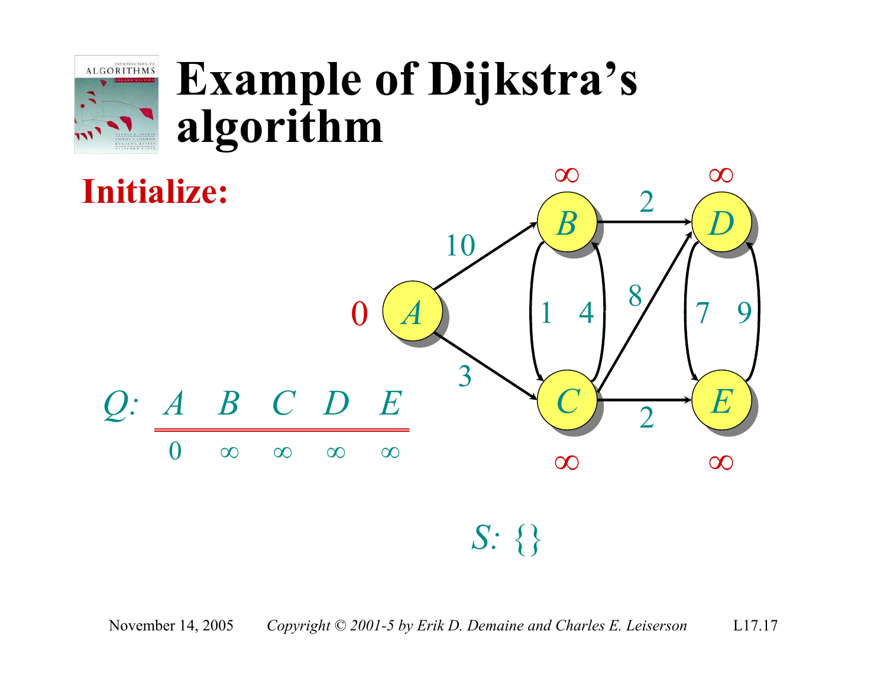# Example of Dijkstra's algorithm

**Initialize:**

| $Q$: | $A$ | $B$ | $C$ | $D$ | $E$ |
|---|---|---|---|---|---|
| | 0 | $\infty$ | $\infty$ | $\infty$ | $\infty$ |

$S$: {}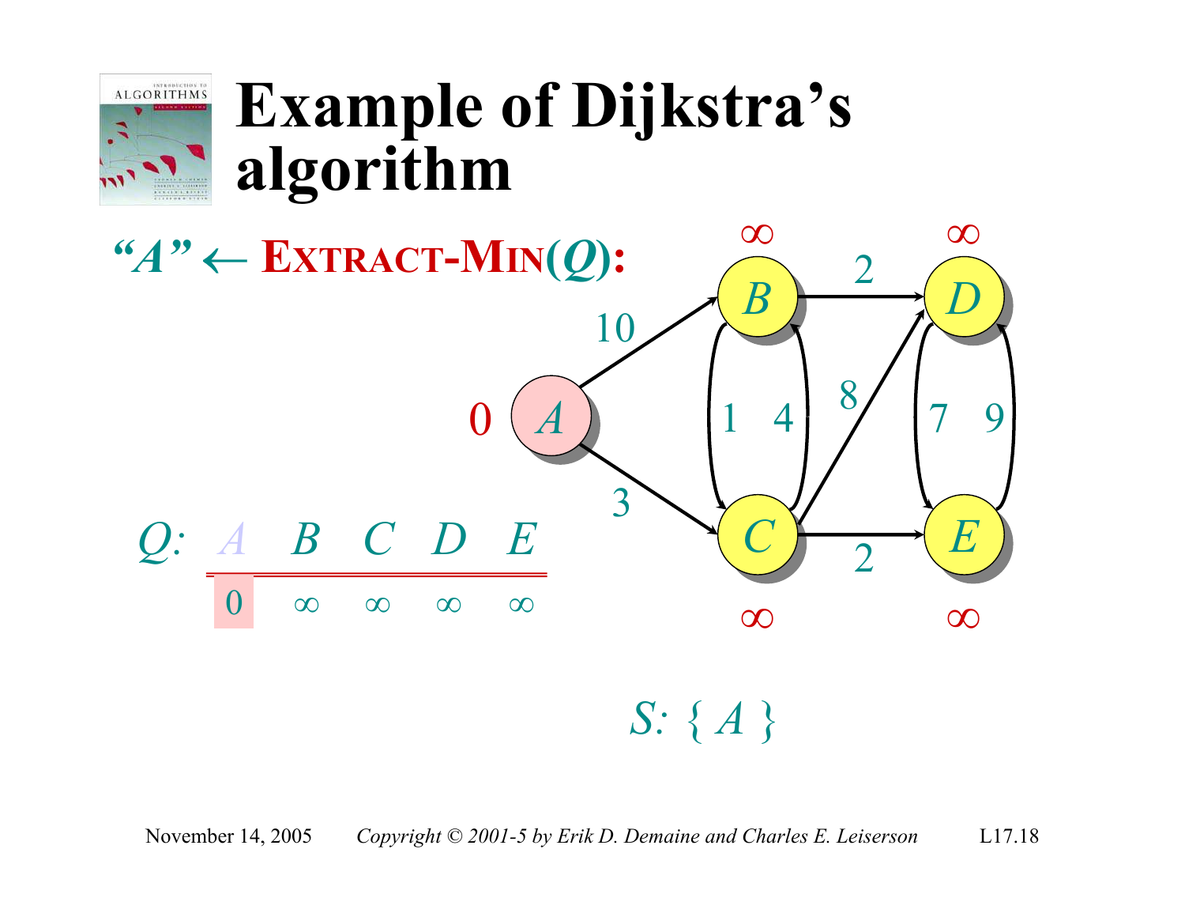# Example of Dijkstra's algorithm

"*A*" ← **EXTRACT-MIN(*Q*):**

| *Q*: | *A* | *B* | *C* | *D* | *E* |
|---|---|---|---|---|---|
| | 0 | ∞ | ∞ | ∞ | ∞ |

*S*: { *A* }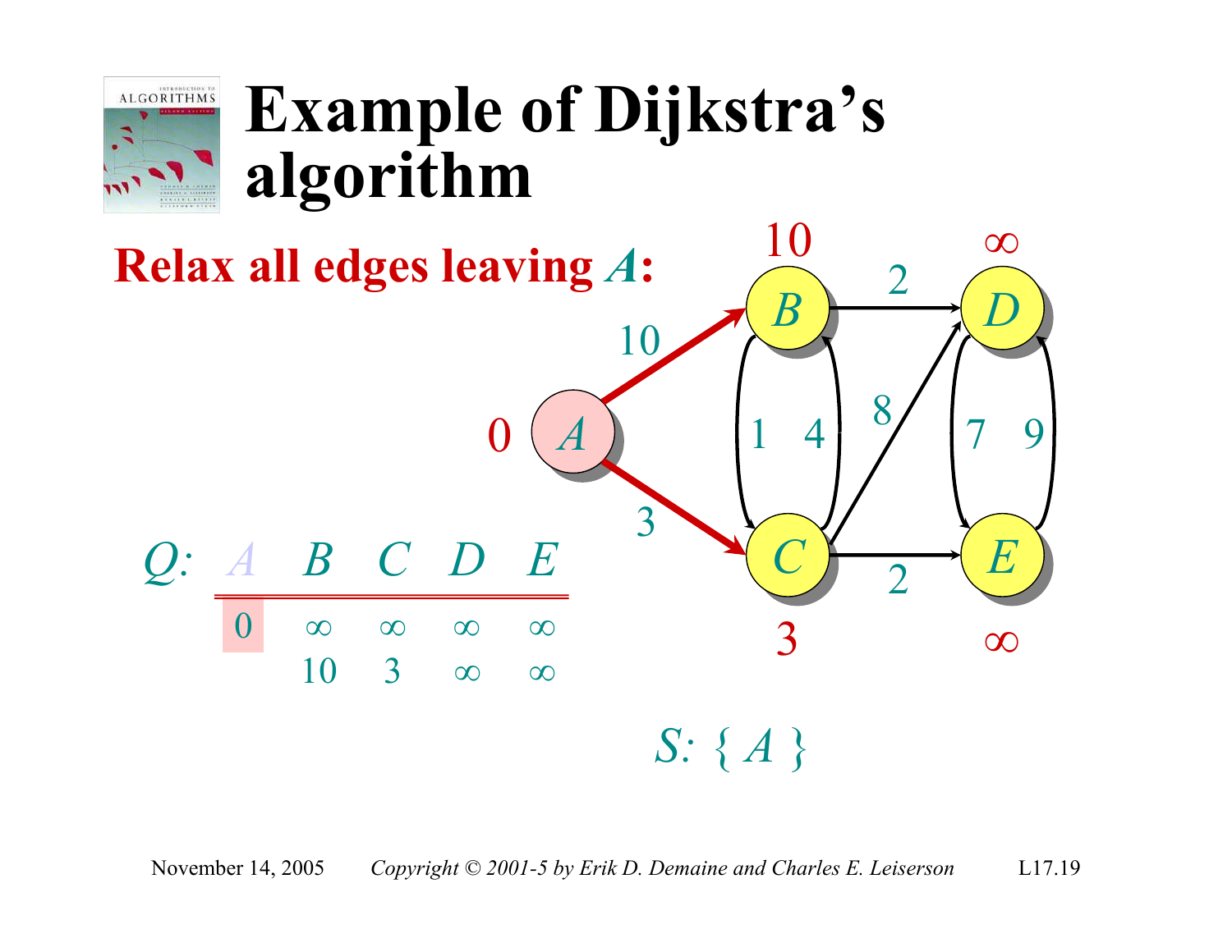# Example of Dijkstra's algorithm

**Relax all edges leaving *A*:**

| *Q:* | *A* | *B* | *C* | *D* | *E* |
|---|---|---|---|---|---|
| | 0 | ∞ | ∞ | ∞ | ∞ |
| | | 10 | 3 | ∞ | ∞ |

*S*: { *A* }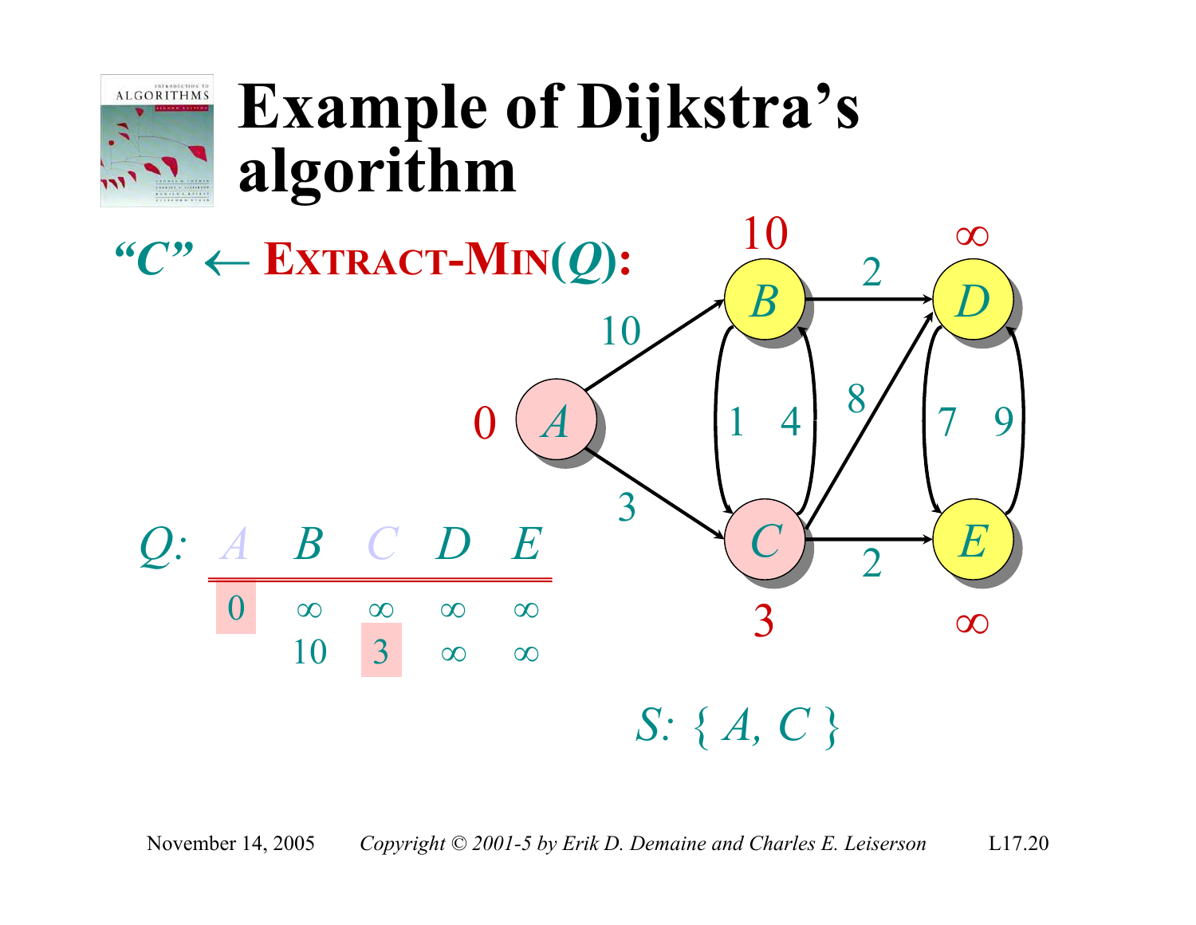# Example of Dijkstra's algorithm

*"C"* ← **EXTRACT-MIN(*Q*):**

| *Q*: | *A* | *B* | *C* | *D* | *E* |
|---|---|---|---|---|---|
| | 0 | ∞ | ∞ | ∞ | ∞ |
| | | 10 | 3 | ∞ | ∞ |

*S*: { *A*, *C* }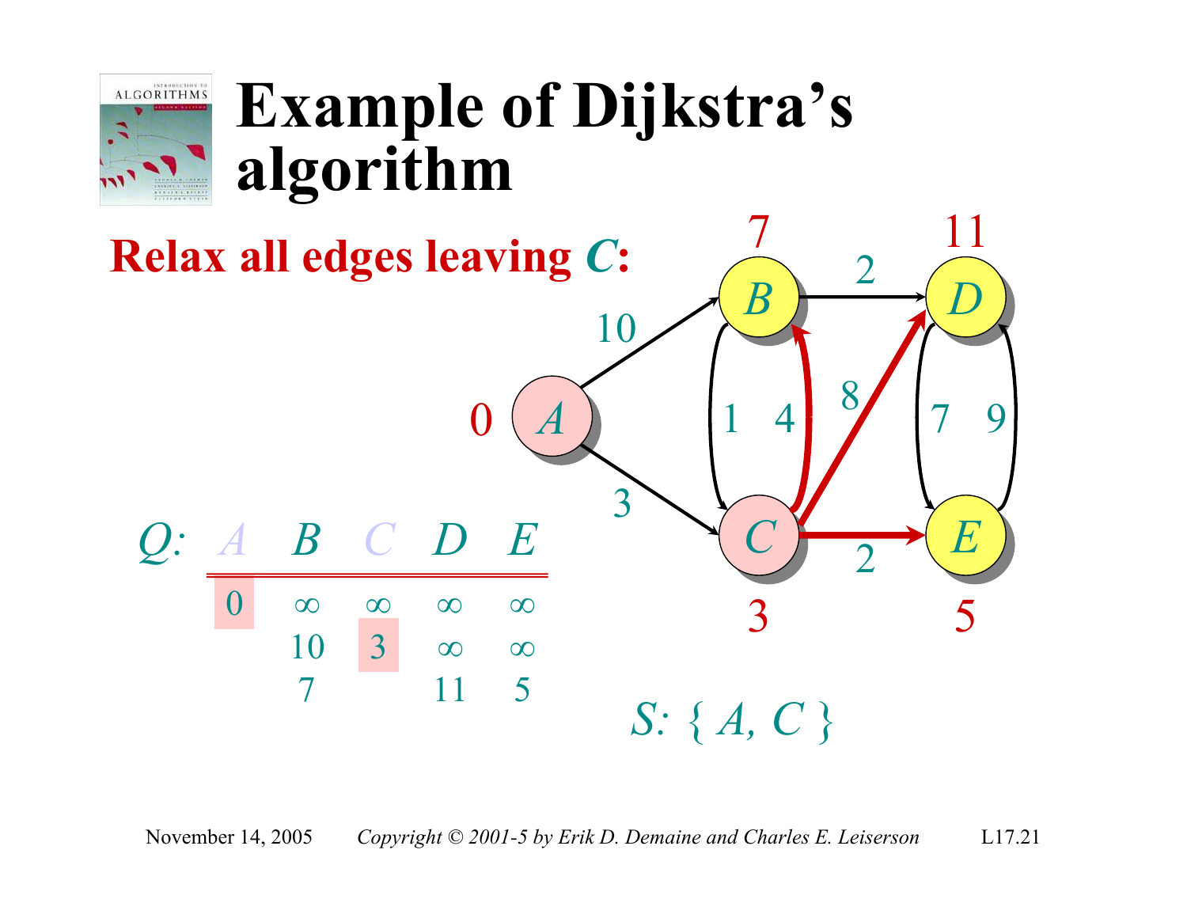# Example of Dijkstra's algorithm

**Relax all edges leaving *C*:**

*Q*:

| *A* | *B* | *C* | *D* | *E* |
|---|---|---|---|---|
| 0 | ∞ | ∞ | ∞ | ∞ |
| | 10 | 3 | ∞ | ∞ |
| | 7 | | 11 | 5 |

*S*: { *A*, *C* }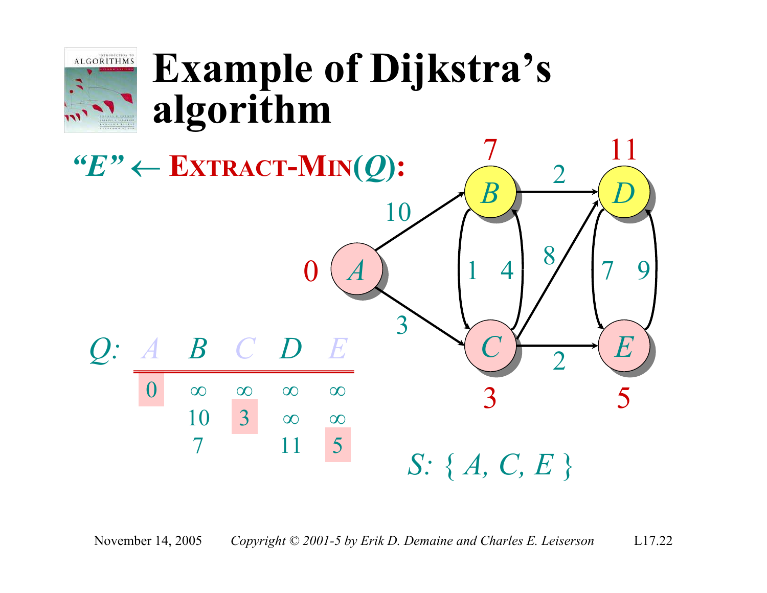# Example of Dijkstra's algorithm

*"E"* ← **EXTRACT-MIN(*Q*):**

| *Q:* | *A* | *B* | *C* | *D* | *E* |
|---|---|---|---|---|---|
| | 0 | ∞ | ∞ | ∞ | ∞ |
| | | 10 | 3 | ∞ | ∞ |
| | | 7 | | 11 | 5 |

*S:* { *A*, *C*, *E* }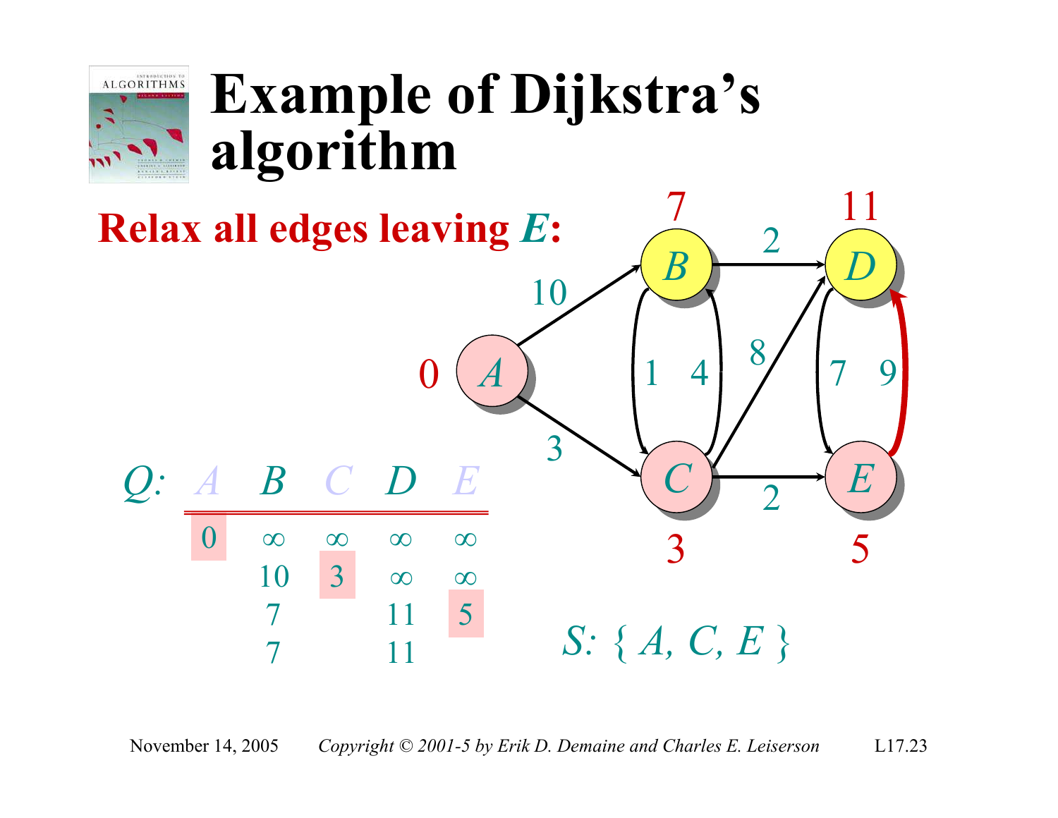# Example of Dijkstra's algorithm

**Relax all edges leaving *E*:**

| *Q:* | *A* | *B* | *C* | *D* | *E* |
|---|---|---|---|---|---|
| | 0 | ∞ | ∞ | ∞ | ∞ |
| | | 10 | 3 | ∞ | ∞ |
| | | 7 | | 11 | 5 |
| | | 7 | | 11 | |

*S:* { *A*, *C*, *E* }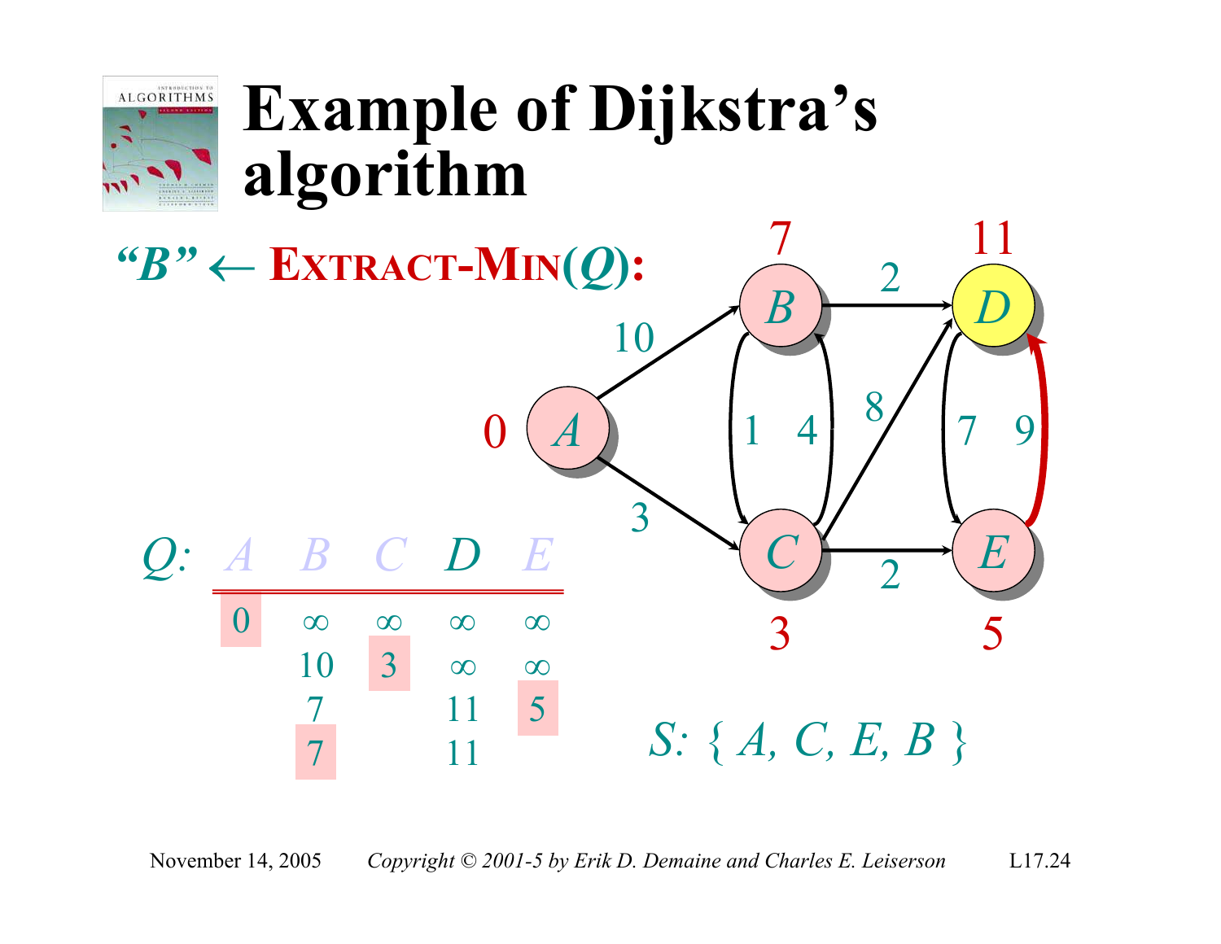# Example of Dijkstra's algorithm

*"B"* ← **EXTRACT-MIN(*Q*):**

| *Q*: | *A* | *B* | *C* | *D* | *E* |
|---|---|---|---|---|---|
| | 0 | ∞ | ∞ | ∞ | ∞ |
| | | 10 | 3 | ∞ | ∞ |
| | | 7 | | 11 | 5 |
| | | 7 | | 11 | |

*S*: { *A*, *C*, *E*, *B* }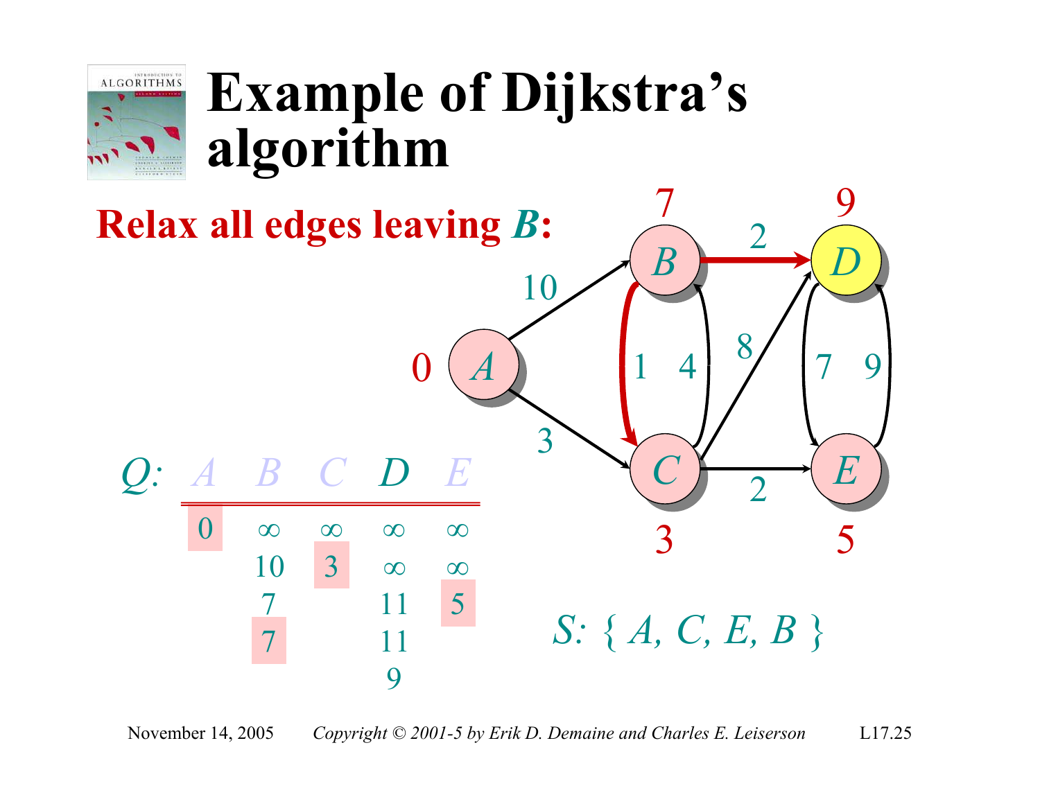# Example of Dijkstra's algorithm

**Relax all edges leaving *B*:**

| *Q:* | *A* | *B* | *C* | *D* | *E* |
|---|---|---|---|---|---|
| | 0 | ∞ | ∞ | ∞ | ∞ |
| | | 10 | 3 | ∞ | ∞ |
| | | 7 | | 11 | 5 |
| | | 7 | | 11 | |
| | | | | 9 | |

*S*: { *A*, *C*, *E*, *B* }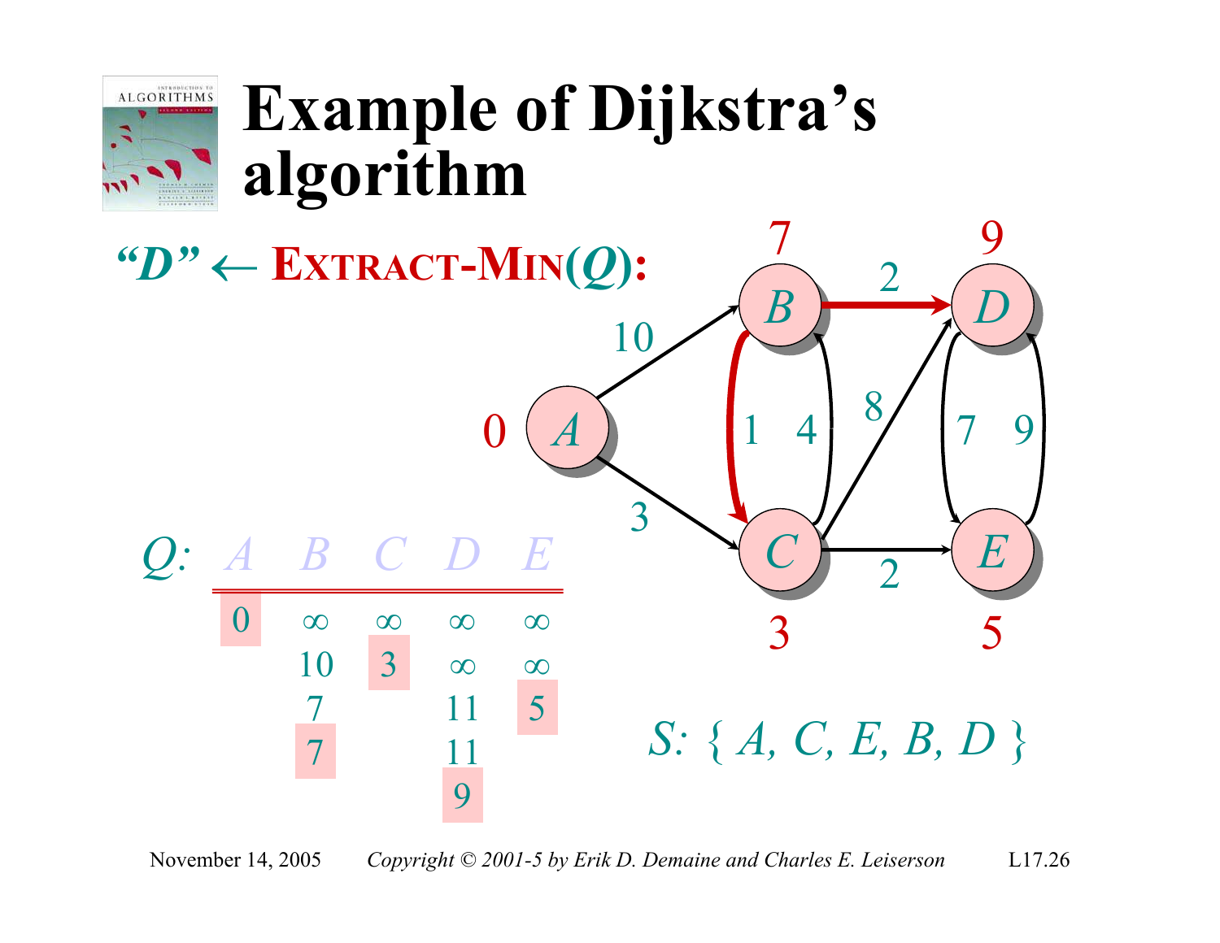# Example of Dijkstra's algorithm

*"D"* ← **EXTRACT-MIN(*Q*):**

*Q*:

| A | B | C | D | E |
|---|---|---|---|---|
| 0 | ∞ | ∞ | ∞ | ∞ |
| | 10 | 3 | ∞ | ∞ |
| | 7 | | 11 | 5 |
| | 7 | | 11 | |
| | | | 9 | |

*S*: { *A*, *C*, *E*, *B*, *D* }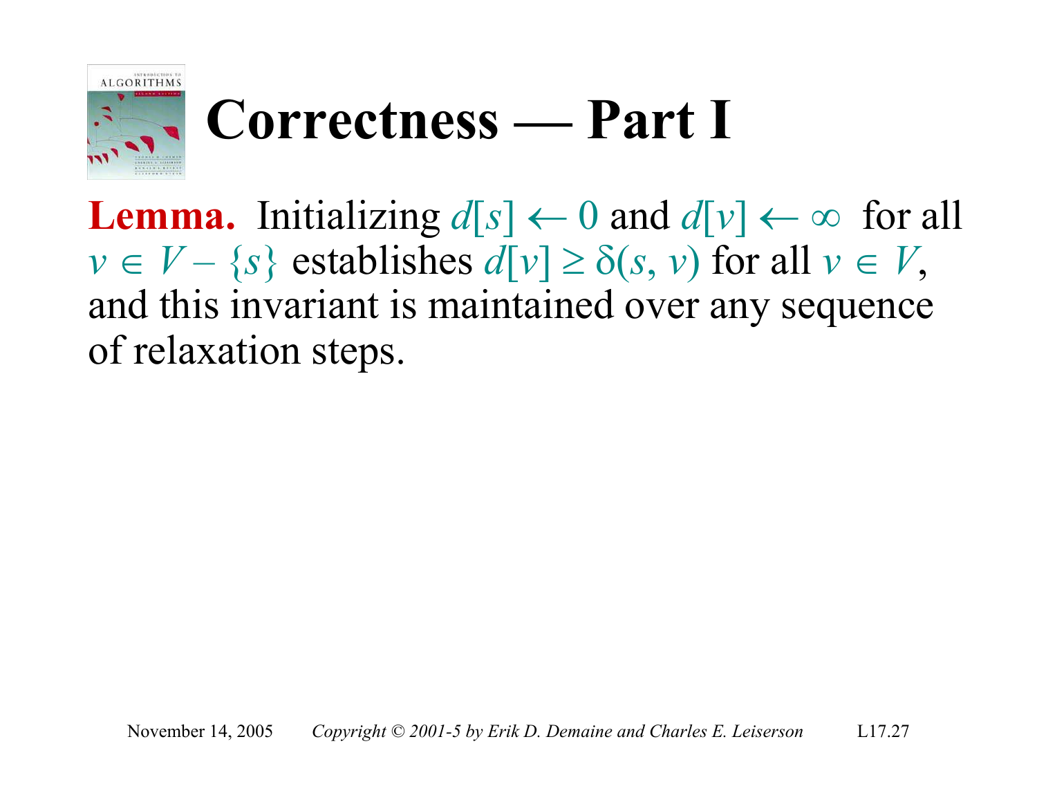# Correctness — Part I

**Lemma.** Initializing $d[s] \leftarrow 0$ and $d[v] \leftarrow \infty$ for all $v \in V - \{s\}$ establishes $d[v] \geq \delta(s, v)$ for all $v \in V$, and this invariant is maintained over any sequence of relaxation steps.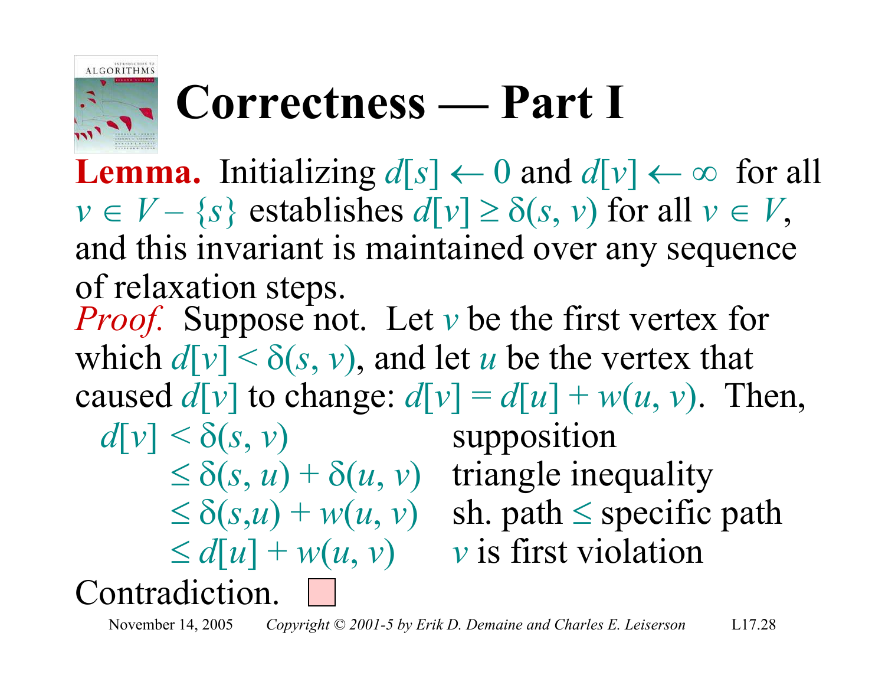# Correctness — Part I

**Lemma.** Initializing $d[s] \leftarrow 0$ and $d[v] \leftarrow \infty$ for all $v \in V - \{s\}$ establishes $d[v] \geq \delta(s, v)$ for all $v \in V$, and this invariant is maintained over any sequence of relaxation steps.

*Proof.* Suppose not. Let $v$ be the first vertex for which $d[v] < \delta(s, v)$, and let $u$ be the vertex that caused $d[v]$ to change: $d[v] = d[u] + w(u, v)$. Then,

| | |
|---|---|
| $d[v] < \delta(s, v)$ | supposition |
| $\leq \delta(s, u) + \delta(u, v)$ | triangle inequality |
| $\leq \delta(s,u) + w(u, v)$ | sh. path $\leq$ specific path |
| $\leq d[u] + w(u, v)$ | $v$ is first violation |

Contradiction. ☐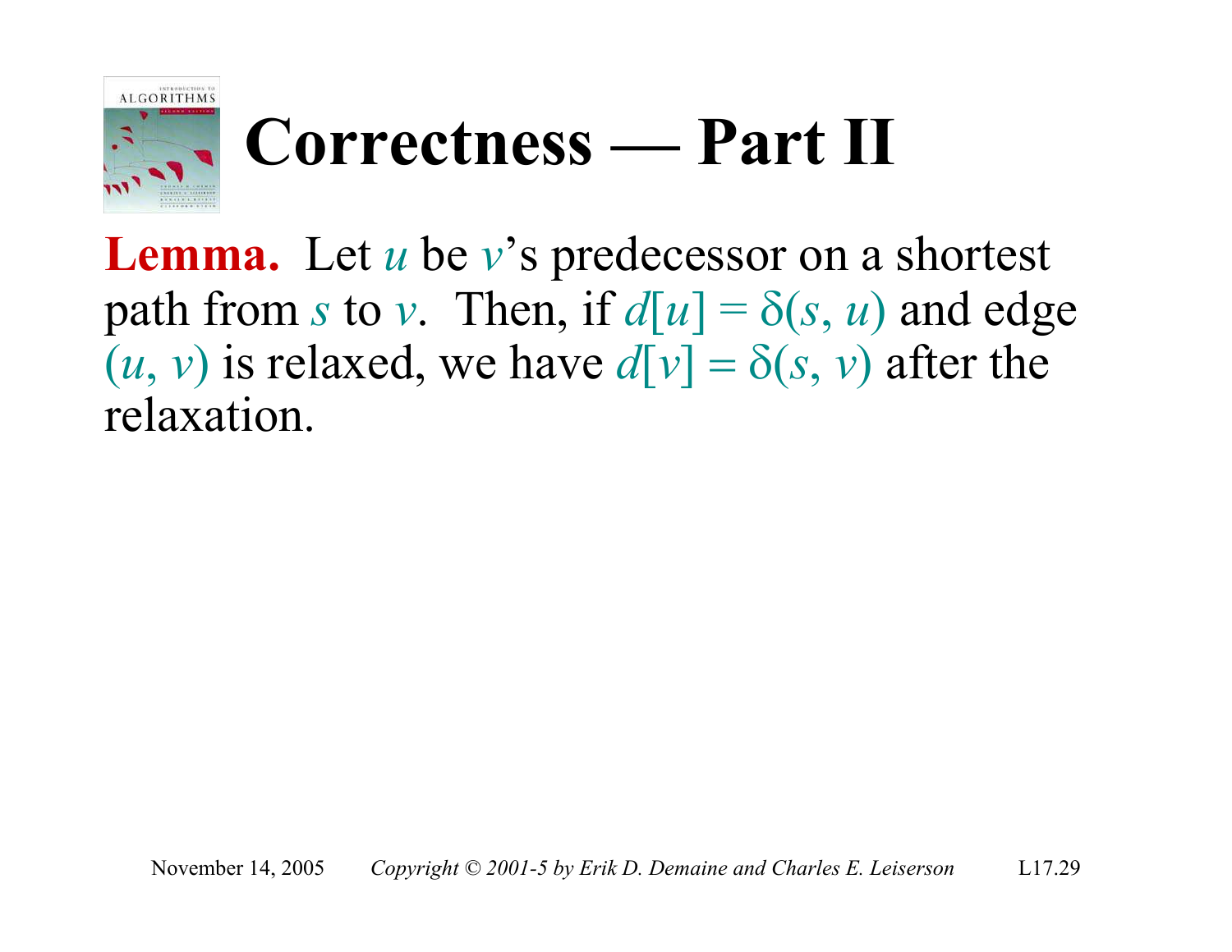# Correctness — Part II

**Lemma.** Let $u$ be $v$'s predecessor on a shortest path from $s$ to $v$. Then, if $d[u] = \delta(s, u)$ and edge $(u, v)$ is relaxed, we have $d[v] = \delta(s, v)$ after the relaxation.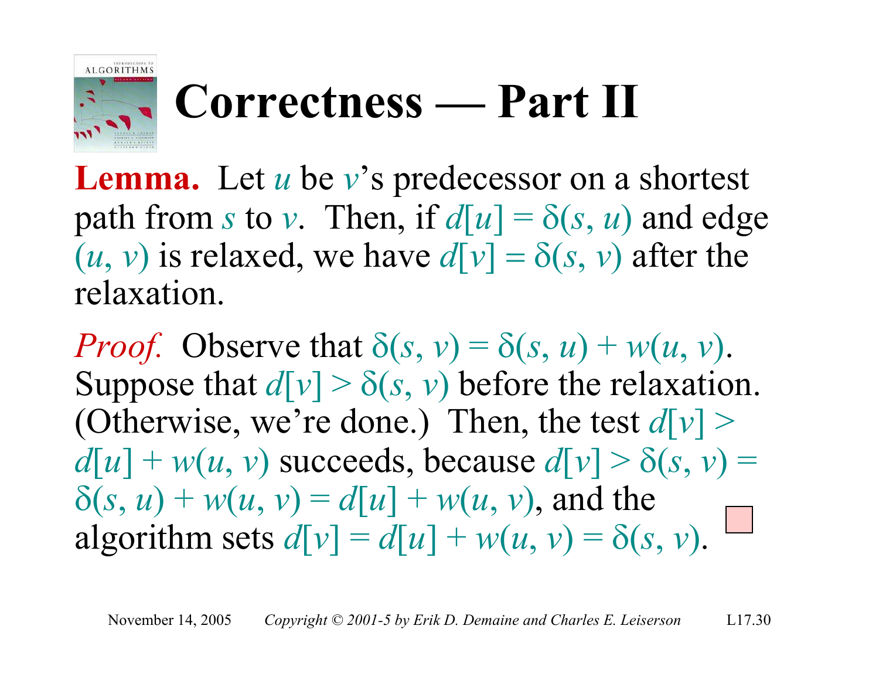# Correctness — Part II

**Lemma.** Let $u$ be $v$'s predecessor on a shortest path from $s$ to $v$. Then, if $d[u] = \delta(s, u)$ and edge $(u, v)$ is relaxed, we have $d[v] = \delta(s, v)$ after the relaxation.

*Proof.* Observe that $\delta(s, v) = \delta(s, u) + w(u, v)$. Suppose that $d[v] > \delta(s, v)$ before the relaxation. (Otherwise, we're done.) Then, the test $d[v] > d[u] + w(u, v)$ succeeds, because $d[v] > \delta(s, v) = \delta(s, u) + w(u, v) = d[u] + w(u, v)$, and the algorithm sets $d[v] = d[u] + w(u, v) = \delta(s, v)$. □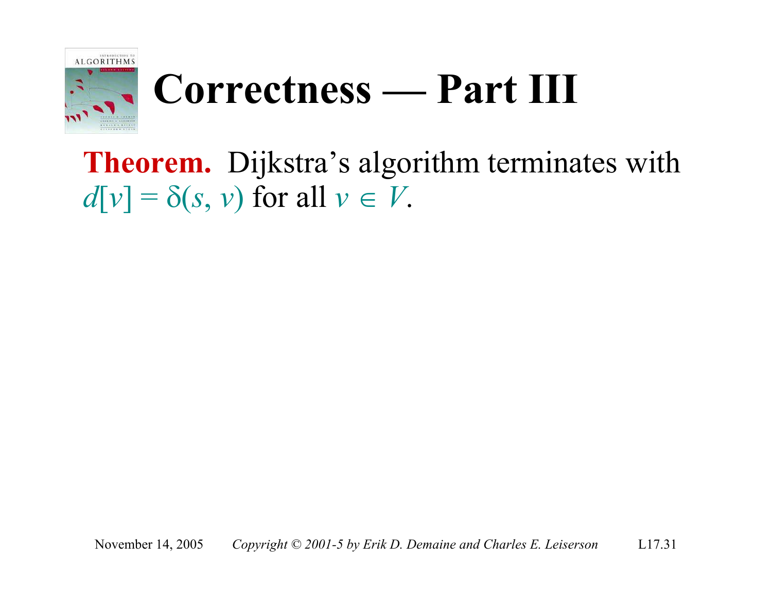# Correctness — Part III

**Theorem.** Dijkstra's algorithm terminates with $d[v] = \delta(s, v)$ for all $v \in V$.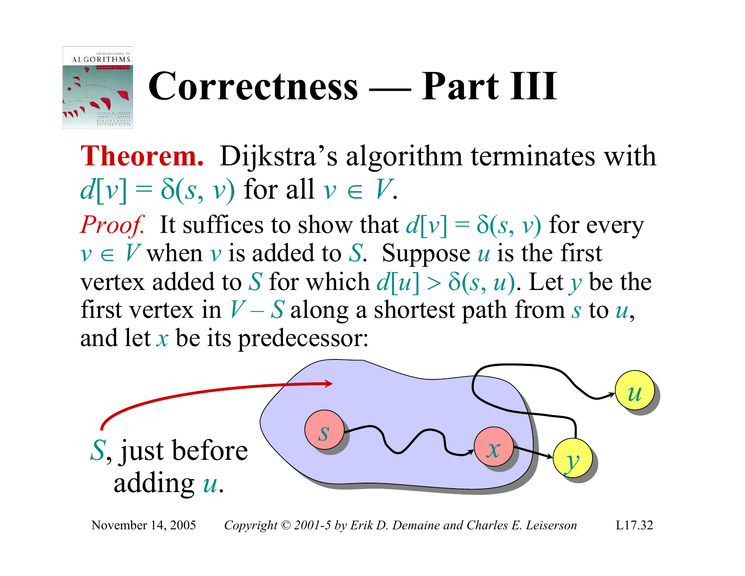# Correctness — Part III

**Theorem.** Dijkstra's algorithm terminates with $d[v] = \delta(s, v)$ for all $v \in V$.

*Proof.* It suffices to show that $d[v] = \delta(s, v)$ for every $v \in V$ when $v$ is added to $S$. Suppose $u$ is the first vertex added to $S$ for which $d[u] > \delta(s, u)$. Let $y$ be the first vertex in $V - S$ along a shortest path from $s$ to $u$, and let $x$ be its predecessor:

$S$, just before adding $u$.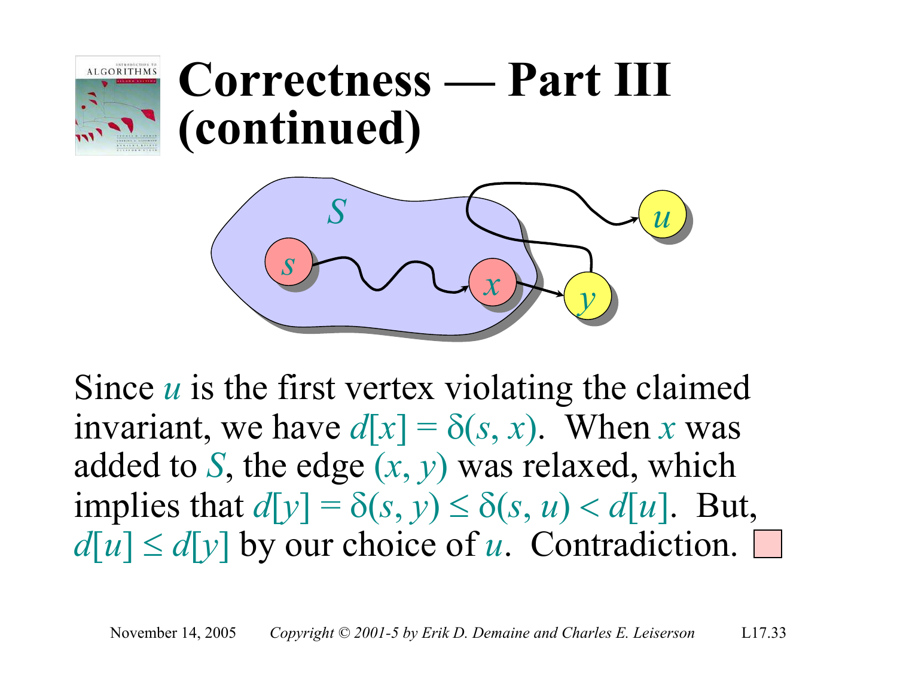# Correctness — Part III (continued)

Since $u$ is the first vertex violating the claimed invariant, we have $d[x] = \delta(s, x)$. When $x$ was added to $S$, the edge $(x, y)$ was relaxed, which implies that $d[y] = \delta(s, y) \leq \delta(s, u) < d[u]$. But, $d[u] \leq d[y]$ by our choice of $u$. Contradiction. ☐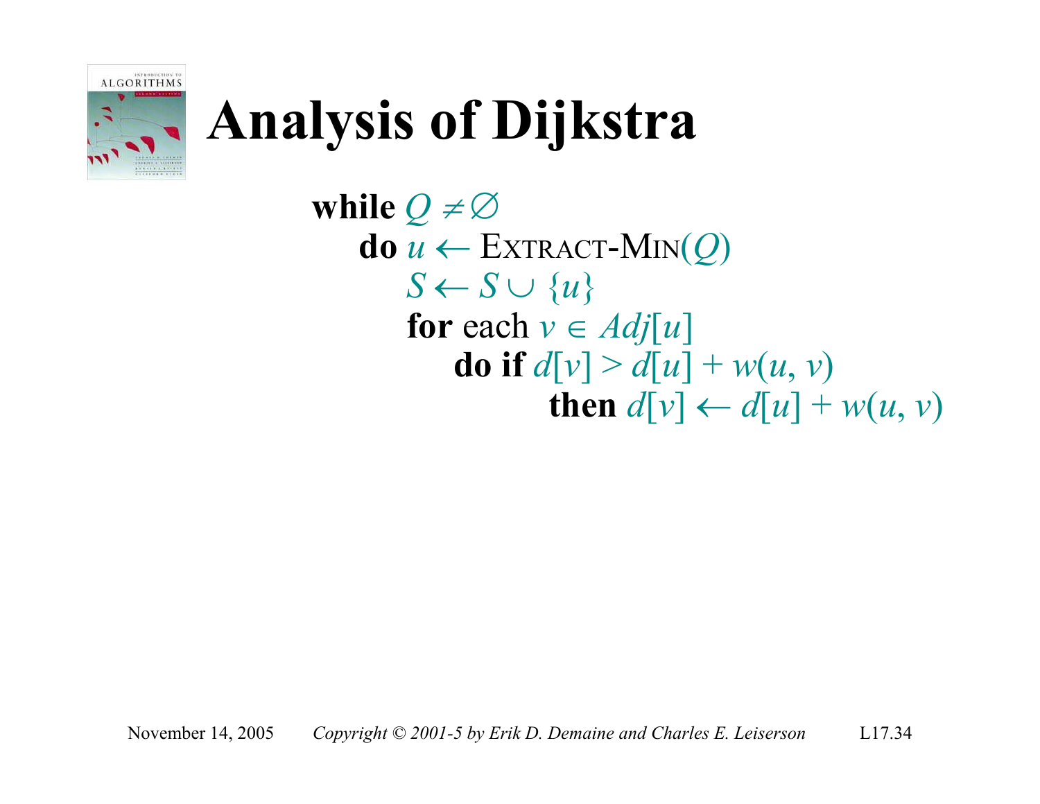# Analysis of Dijkstra

**while** $Q \neq \emptyset$
  **do** $u \leftarrow$ EXTRACT-MIN($Q$)
    $S \leftarrow S \cup \{u\}$
    **for** each $v \in Adj[u]$
      **do if** $d[v] > d[u] + w(u, v)$
        **then** $d[v] \leftarrow d[u] + w(u, v)$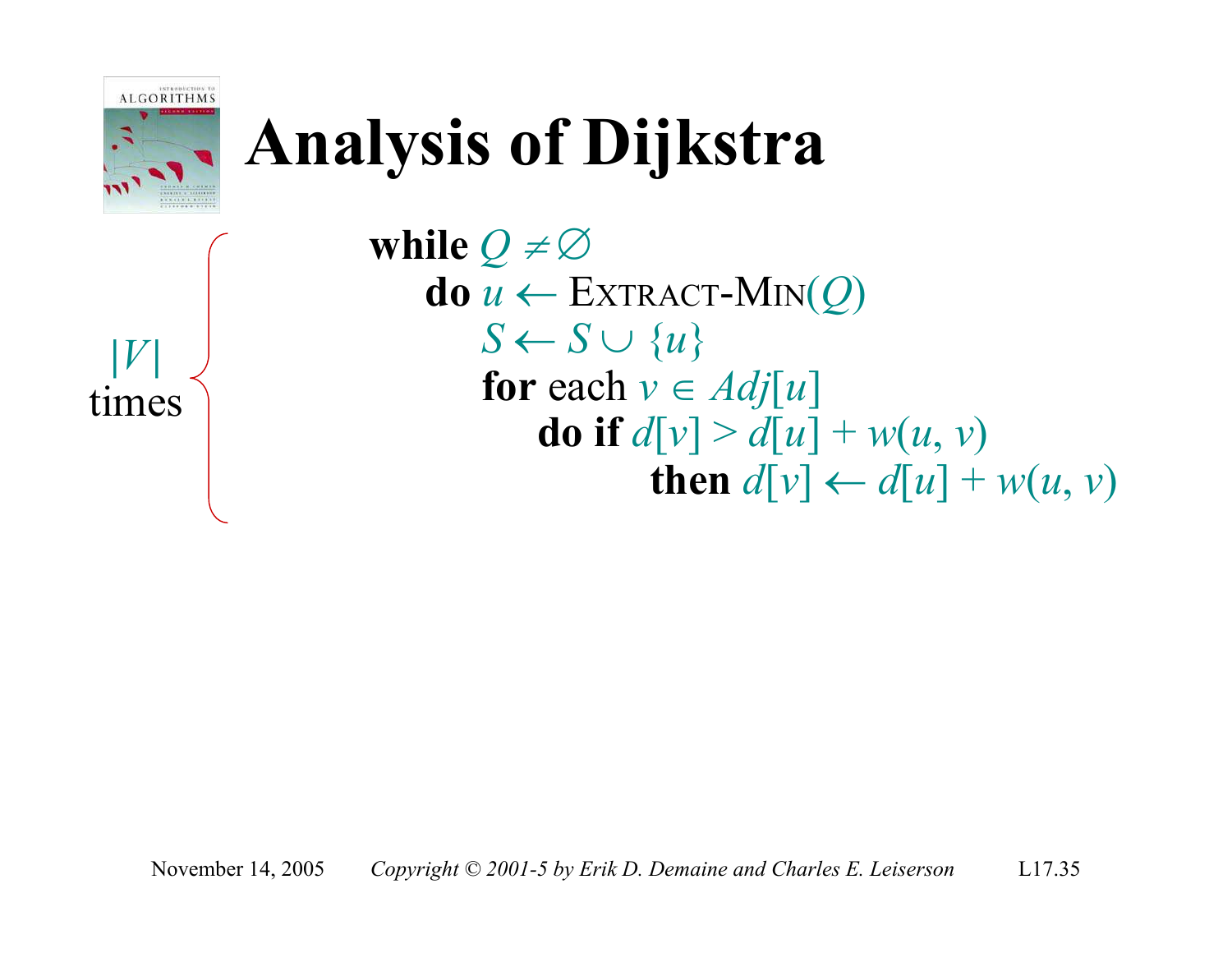# Analysis of Dijkstra

$|V|$ times

```
while Q ≠ ∅
    do u ← EXTRACT-MIN(Q)
        S ← S ∪ {u}
        for each v ∈ Adj[u]
            do if d[v] > d[u] + w(u, v)
                then d[v] ← d[u] + w(u, v)
```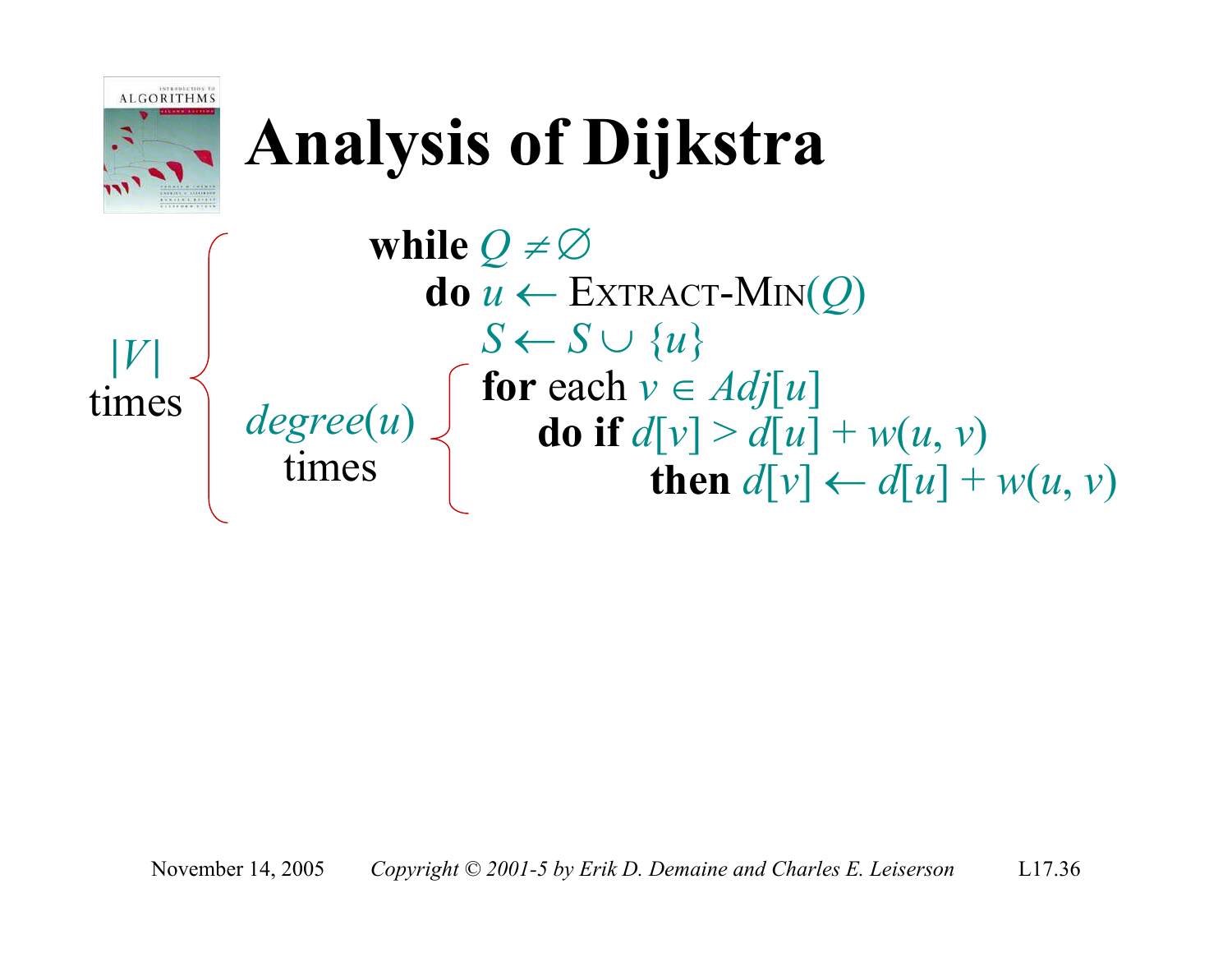# Analysis of Dijkstra

$|V|$ times

$degree(u)$ times

```
while Q ≠ ∅
    do u ← EXTRACT-MIN(Q)
       S ← S ∪ {u}
       for each v ∈ Adj[u]
           do if d[v] > d[u] + w(u, v)
                 then d[v] ← d[u] + w(u, v)
```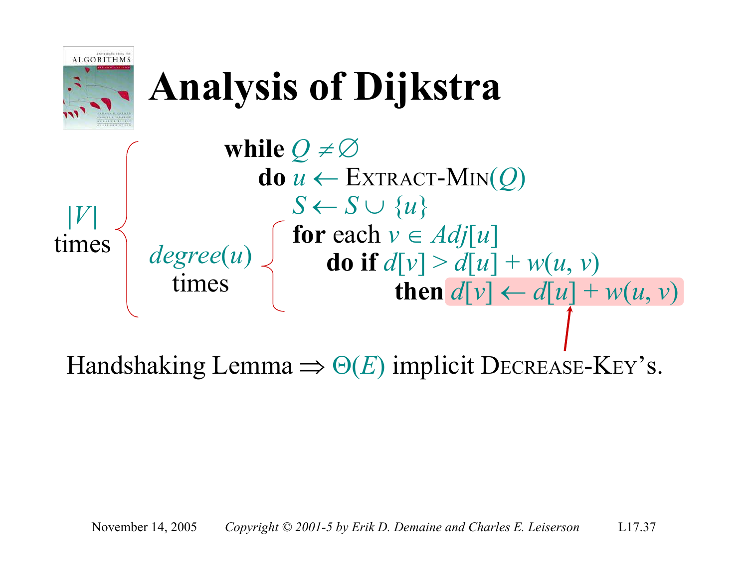# Analysis of Dijkstra

```
while Q ≠ ∅
    do u ← EXTRACT-MIN(Q)
       S ← S ∪ {u}
       for each v ∈ Adj[u]
           do if d[v] > d[u] + w(u, v)
                 then d[v] ← d[u] + w(u, v)
```

$|V|$ times (outer loop)

$degree(u)$ times (inner loop)

Handshaking Lemma ⇒ $\Theta(E)$ implicit DECREASE-KEY's.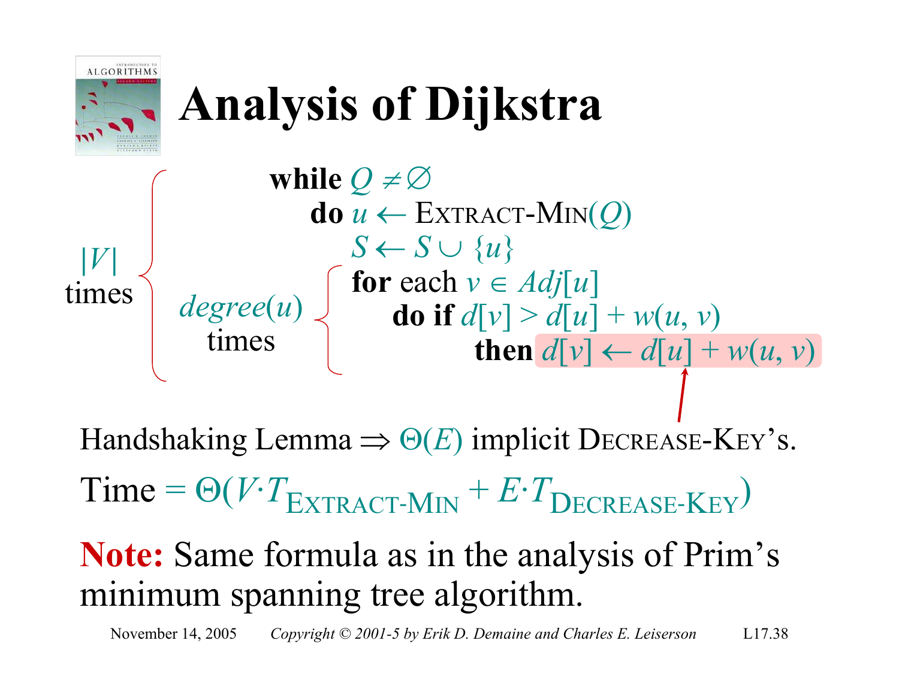# Analysis of Dijkstra

```
|V| times {
while Q ≠ ∅
    do u ← EXTRACT-MIN(Q)
       S ← S ∪ {u}
       degree(u) times {
       for each v ∈ Adj[u]
           do if d[v] > d[u] + w(u, v)
                then d[v] ← d[u] + w(u, v)
       }
}
```

Handshaking Lemma $\Rightarrow$ $\Theta(E)$ implicit DECREASE-KEY's.

Time $= \Theta(V \cdot T_{\text{EXTRACT-MIN}} + E \cdot T_{\text{DECREASE-KEY}})$

**Note:** Same formula as in the analysis of Prim's minimum spanning tree algorithm.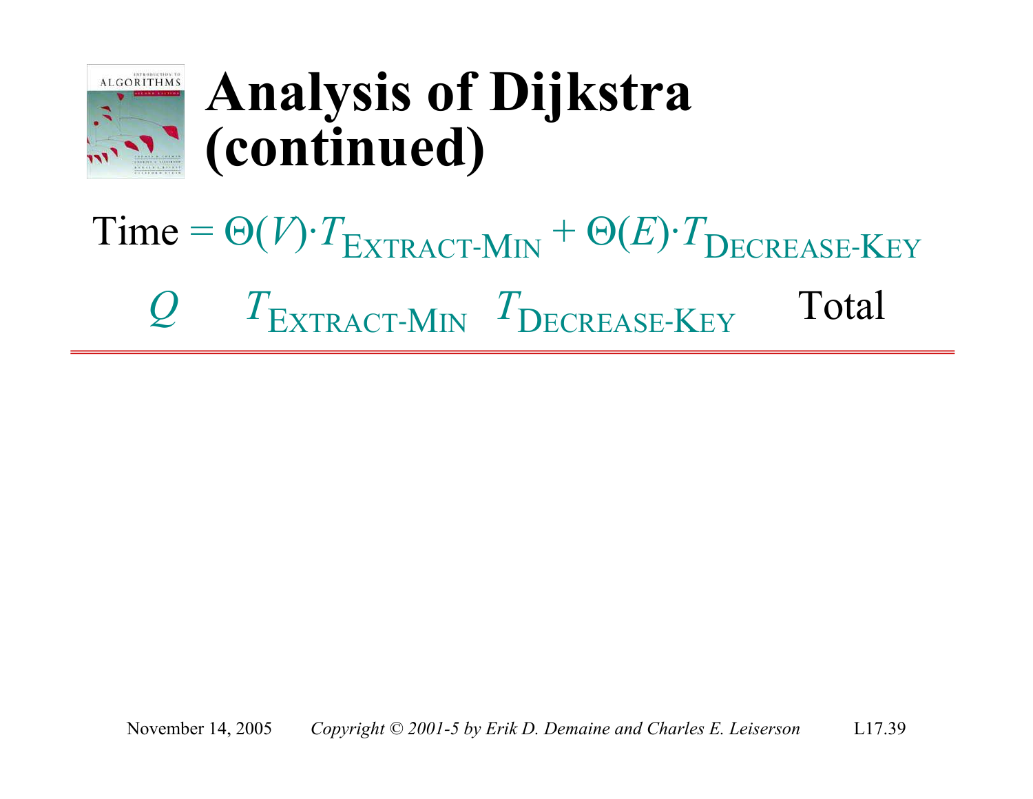# Analysis of Dijkstra (continued)

Time = $\Theta(V) \cdot T_{\text{EXTRACT-MIN}} + \Theta(E) \cdot T_{\text{DECREASE-KEY}}$

| $Q$ | $T_{\text{EXTRACT-MIN}}$ | $T_{\text{DECREASE-KEY}}$ | Total |
|---|---|---|---|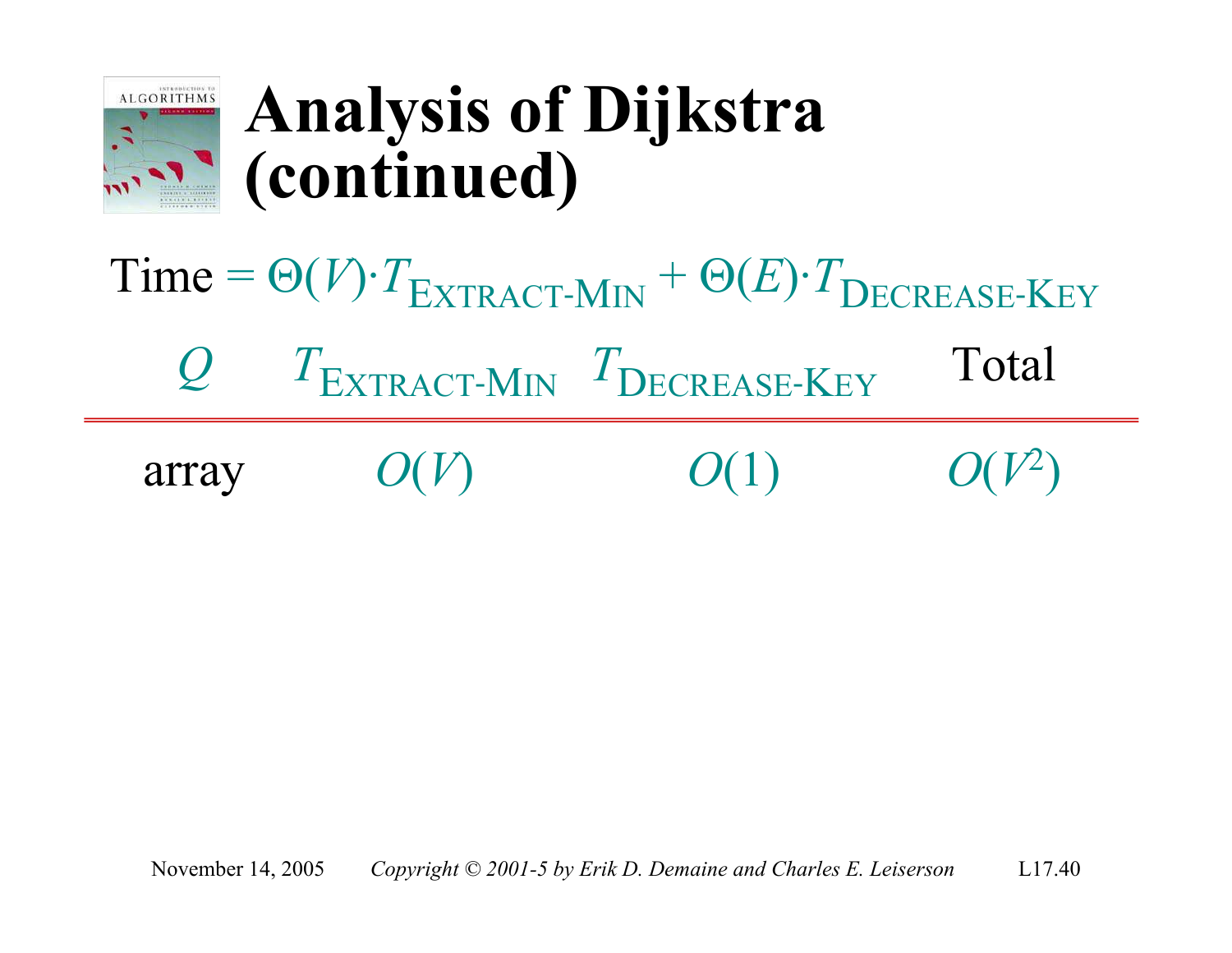# Analysis of Dijkstra (continued)

Time = $\Theta(V) \cdot T_{\text{EXTRACT-MIN}} + \Theta(E) \cdot T_{\text{DECREASE-KEY}}$

| $Q$ | $T_{\text{EXTRACT-MIN}}$ | $T_{\text{DECREASE-KEY}}$ | Total |
|---|---|---|---|
| array | $O(V)$ | $O(1)$ | $O(V^2)$ |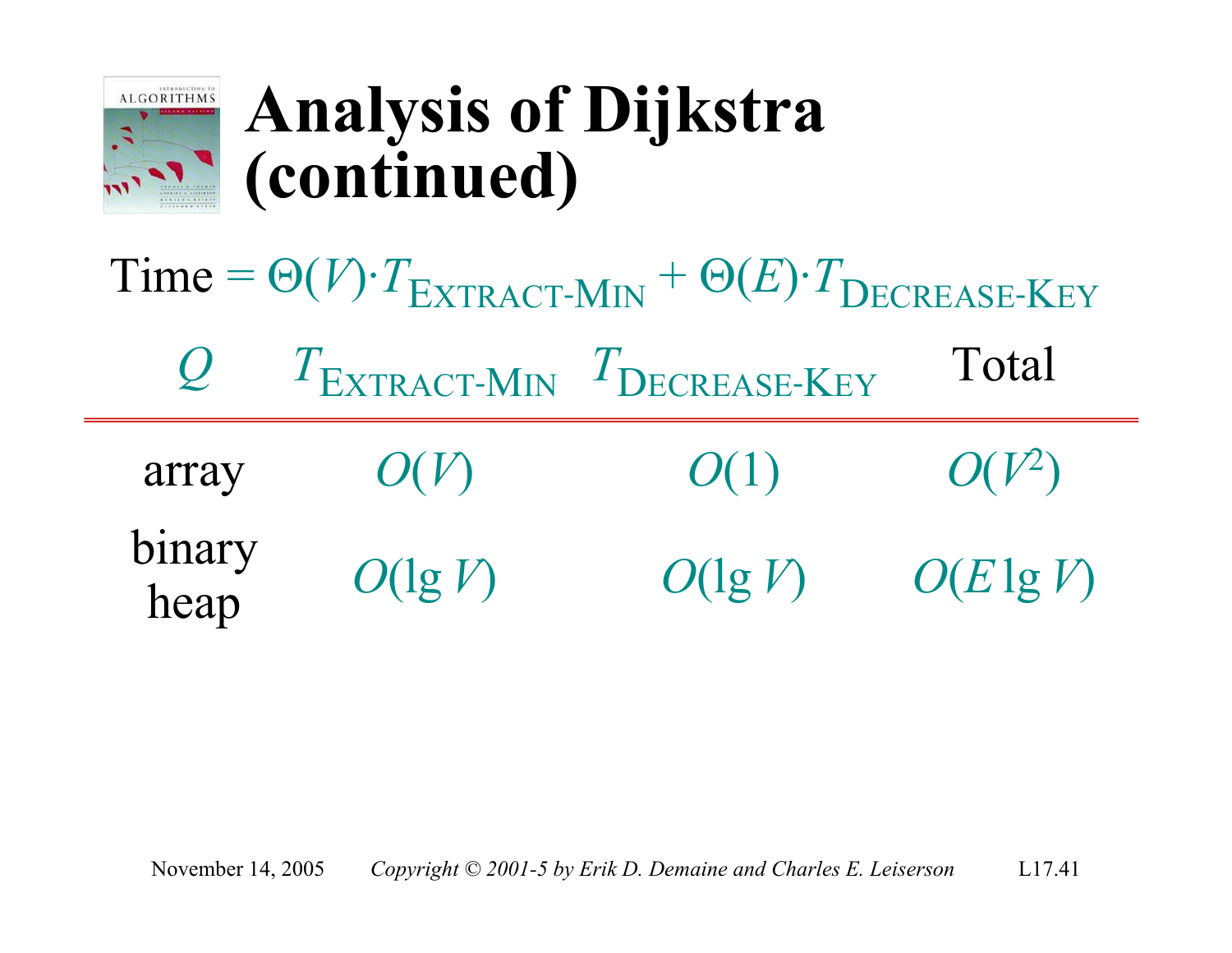# Analysis of Dijkstra (continued)

Time = $\Theta(V) \cdot T_{\text{EXTRACT-MIN}} + \Theta(E) \cdot T_{\text{DECREASE-KEY}}$

| $Q$ | $T_{\text{EXTRACT-MIN}}$ | $T_{\text{DECREASE-KEY}}$ | Total |
|---|---|---|---|
| array | $O(V)$ | $O(1)$ | $O(V^2)$ |
| binary heap | $O(\lg V)$ | $O(\lg V)$ | $O(E \lg V)$ |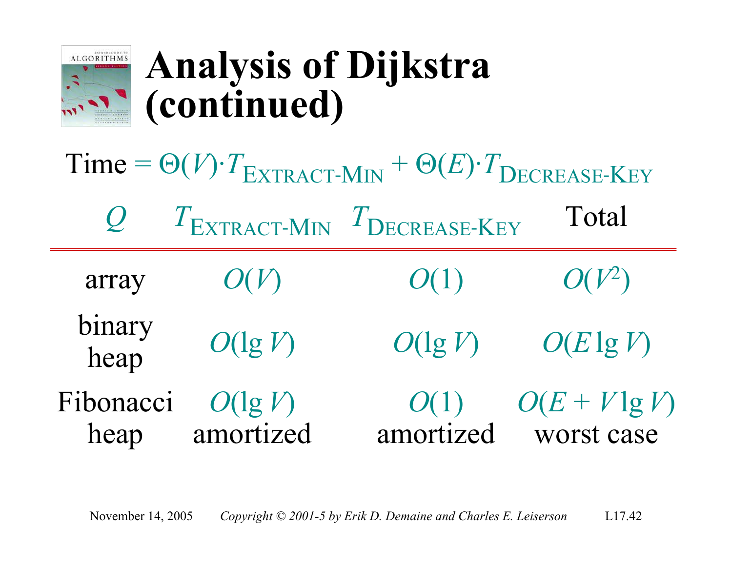# Analysis of Dijkstra (continued)

Time = $\Theta(V) \cdot T_{\text{EXTRACT-MIN}} + \Theta(E) \cdot T_{\text{DECREASE-KEY}}$

| $Q$ | $T_{\text{EXTRACT-MIN}}$ | $T_{\text{DECREASE-KEY}}$ | Total |
|---|---|---|---|
| array | $O(V)$ | $O(1)$ | $O(V^2)$ |
| binary heap | $O(\lg V)$ | $O(\lg V)$ | $O(E \lg V)$ |
| Fibonacci heap | $O(\lg V)$ amortized | $O(1)$ amortized | $O(E + V \lg V)$ worst case |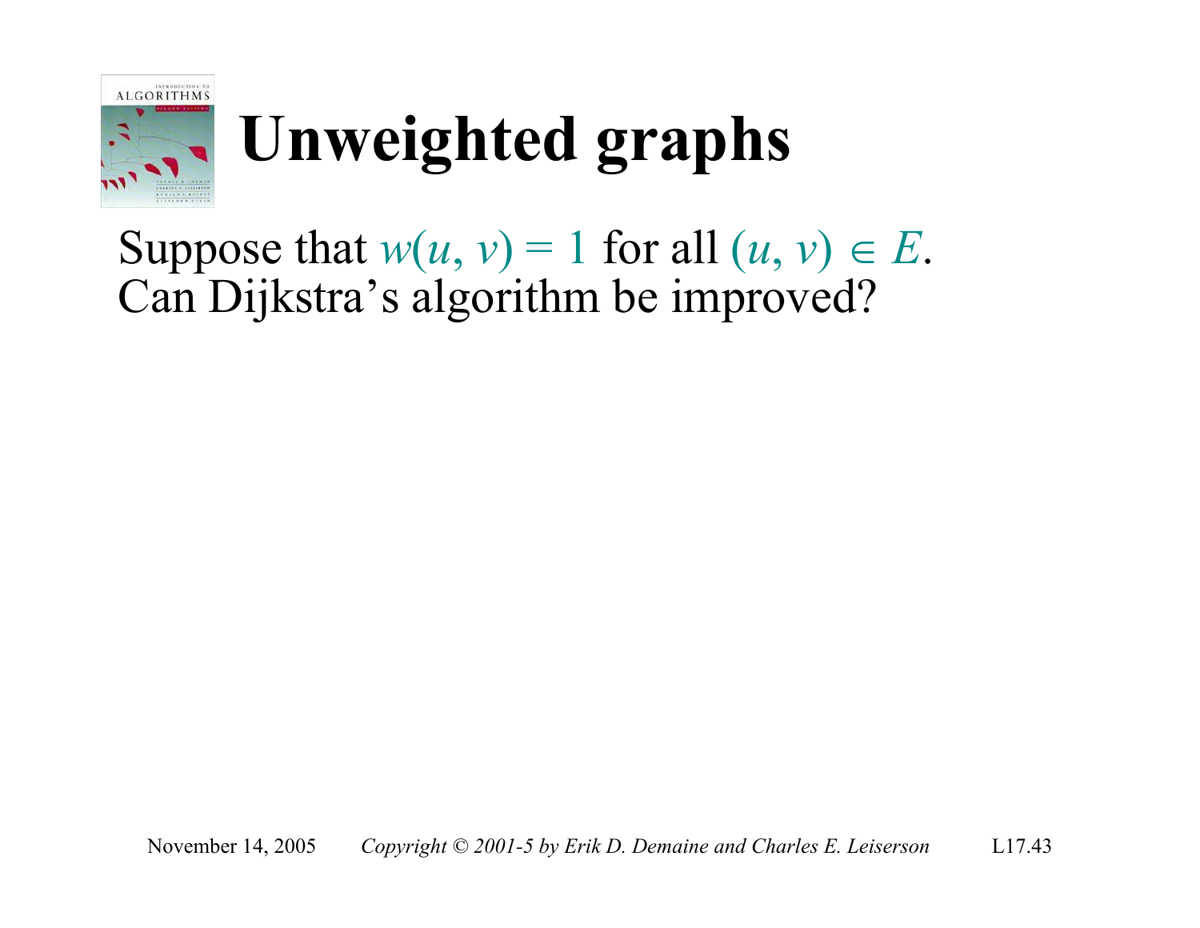# Unweighted graphs

Suppose that $w(u, v) = 1$ for all $(u, v) \in E$. Can Dijkstra's algorithm be improved?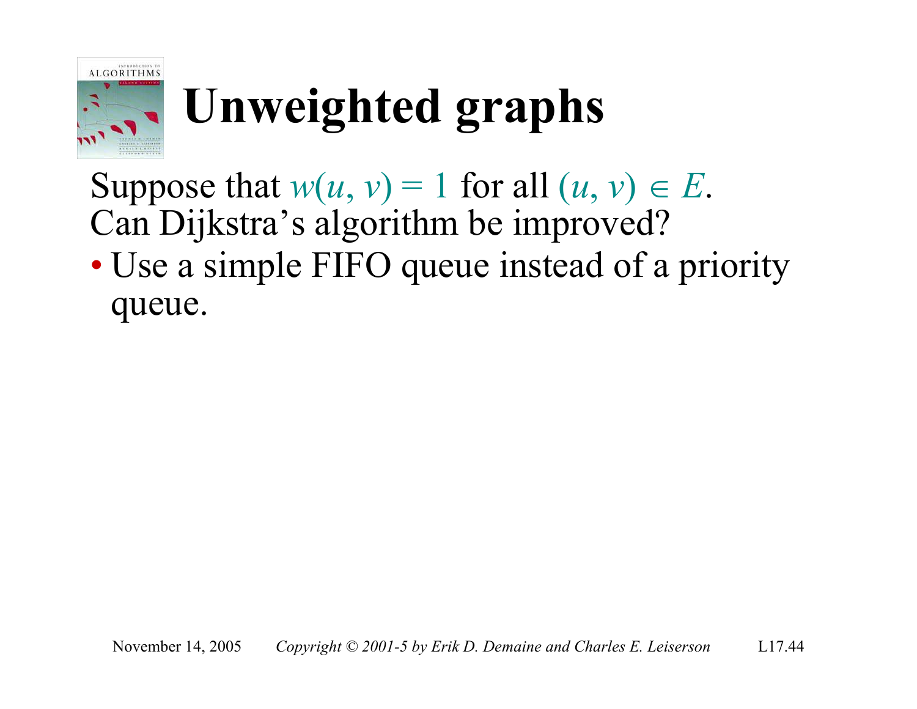# Unweighted graphs

Suppose that $w(u, v) = 1$ for all $(u, v) \in E$.
Can Dijkstra's algorithm be improved?

- Use a simple FIFO queue instead of a priority queue.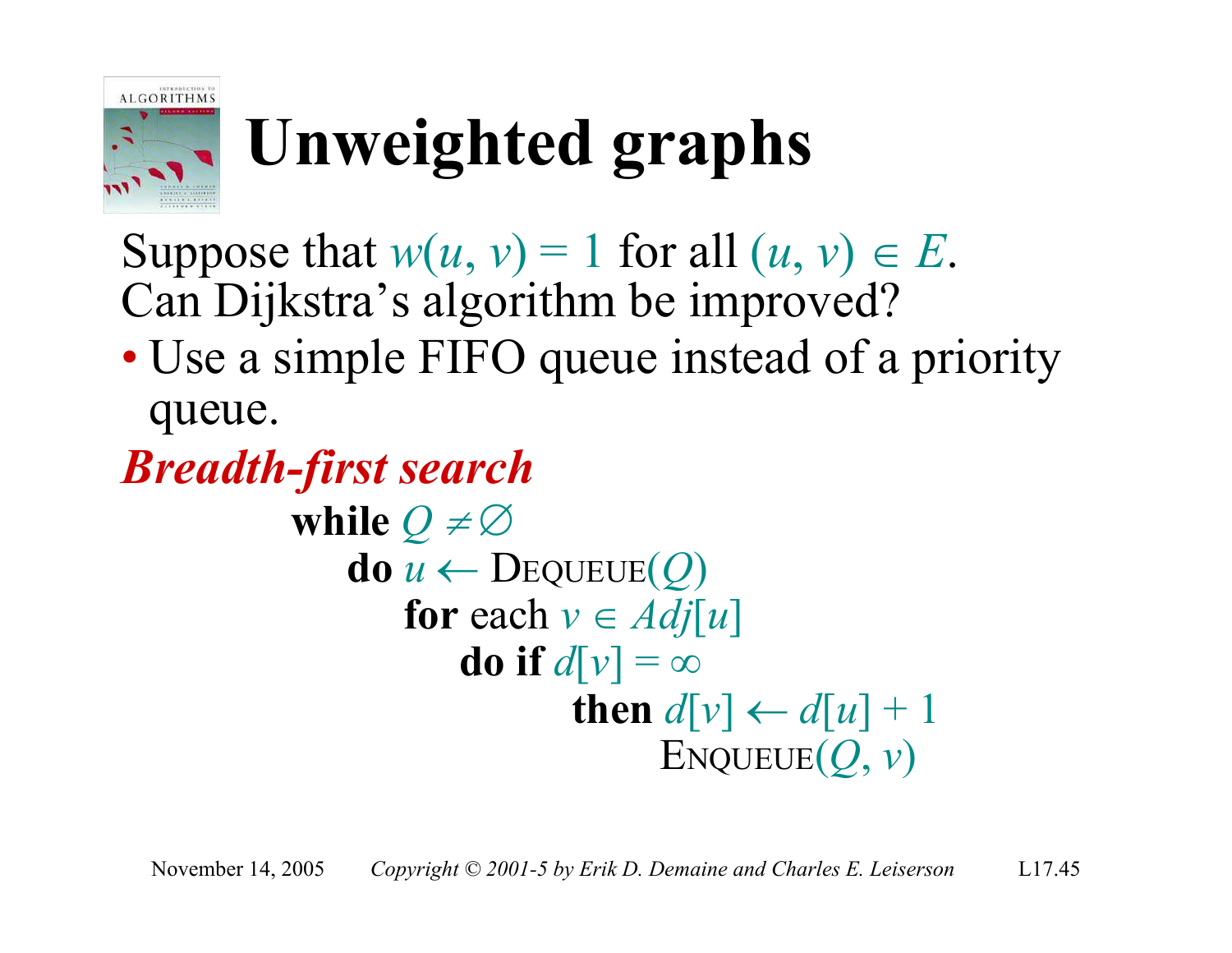# Unweighted graphs

Suppose that $w(u, v) = 1$ for all $(u, v) \in E$. Can Dijkstra's algorithm be improved?

- Use a simple FIFO queue instead of a priority queue.

***Breadth-first search***

```
while Q ≠ ∅
    do u ← DEQUEUE(Q)
        for each v ∈ Adj[u]
            do if d[v] = ∞
                    then d[v] ← d[u] + 1
                        ENQUEUE(Q, v)
```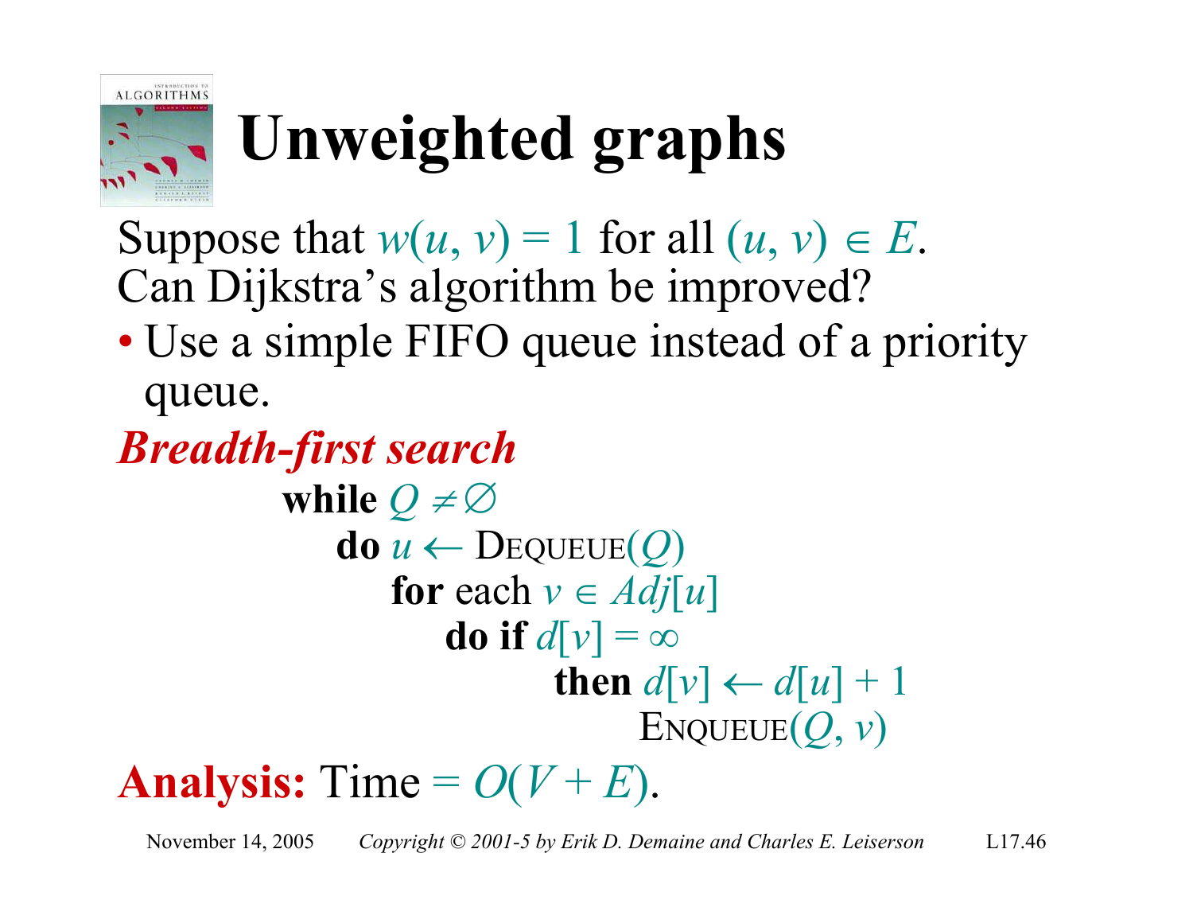# Unweighted graphs

Suppose that $w(u, v) = 1$ for all $(u, v) \in E$.
Can Dijkstra's algorithm be improved?

- Use a simple FIFO queue instead of a priority queue.

***Breadth-first search***

```
while Q ≠ ∅
    do u ← DEQUEUE(Q)
        for each v ∈ Adj[u]
            do if d[v] = ∞
                then d[v] ← d[u] + 1
                    ENQUEUE(Q, v)
```

**Analysis:** Time $= O(V + E)$.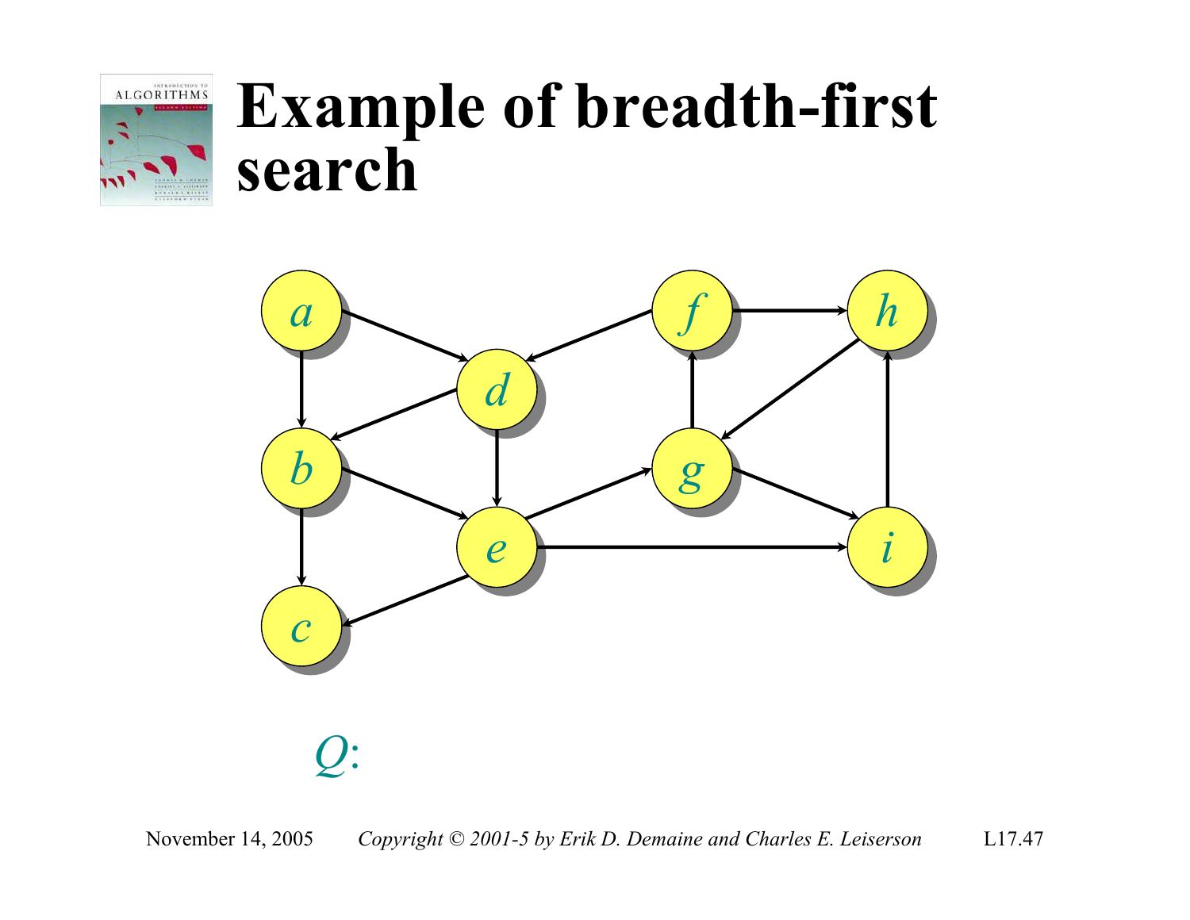# Example of breadth-first search

$Q$: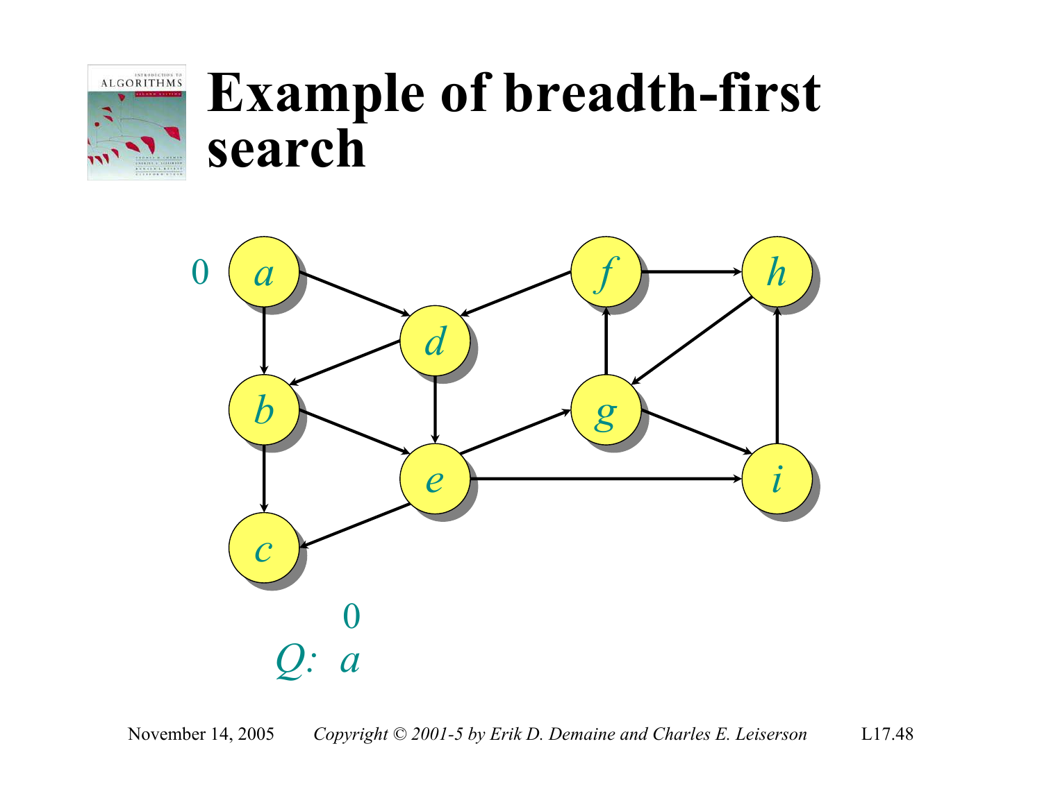# Example of breadth-first search

0

$Q$: $a$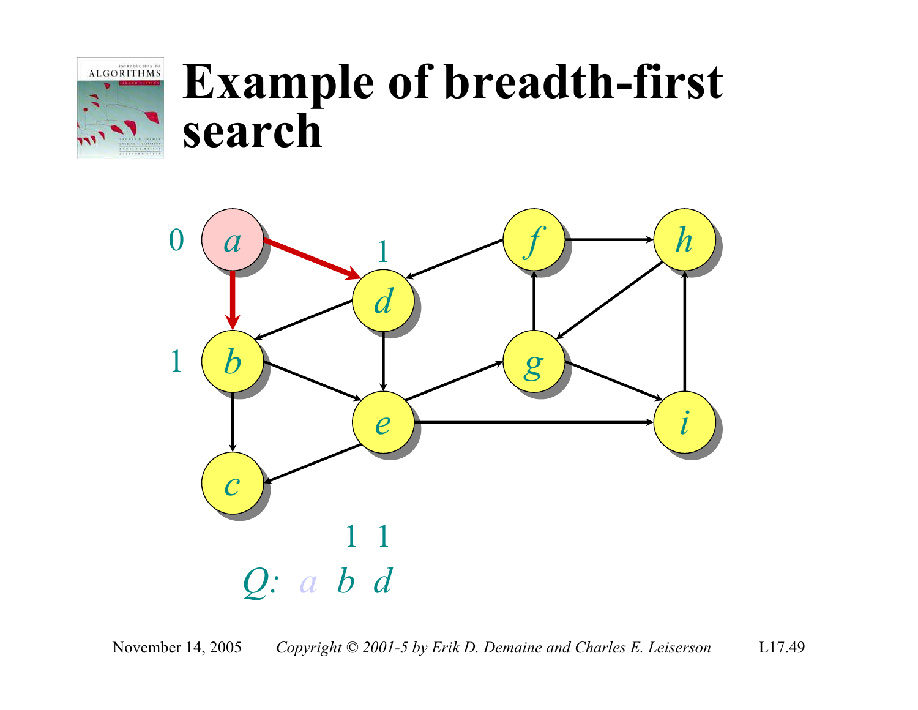# Example of breadth-first search

Q: *a* *b* *d*

1 1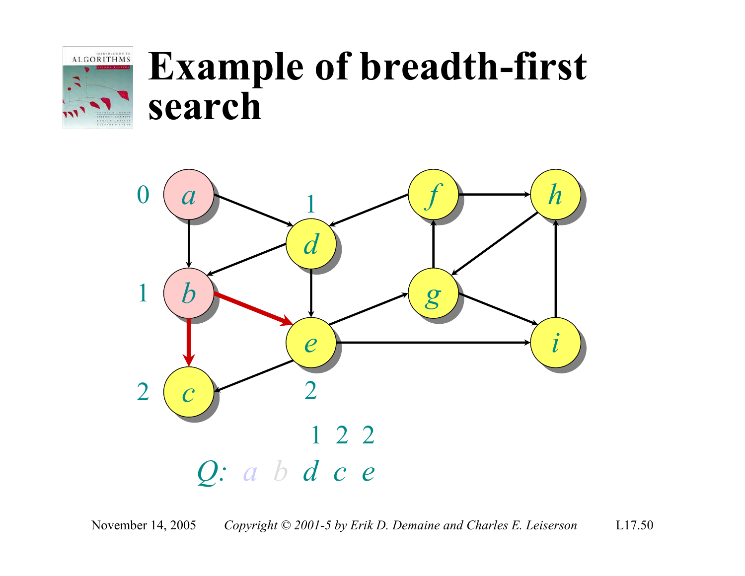# Example of breadth-first search

0 $a$ &nbsp;&nbsp; 1 $d$ &nbsp;&nbsp; $f$ &nbsp;&nbsp; $h$

1 $b$ &nbsp;&nbsp; $g$

2 $c$ &nbsp;&nbsp; $e$ 2 &nbsp;&nbsp; $i$

1 2 2

$Q$: $a$ $b$ $d$ $c$ $e$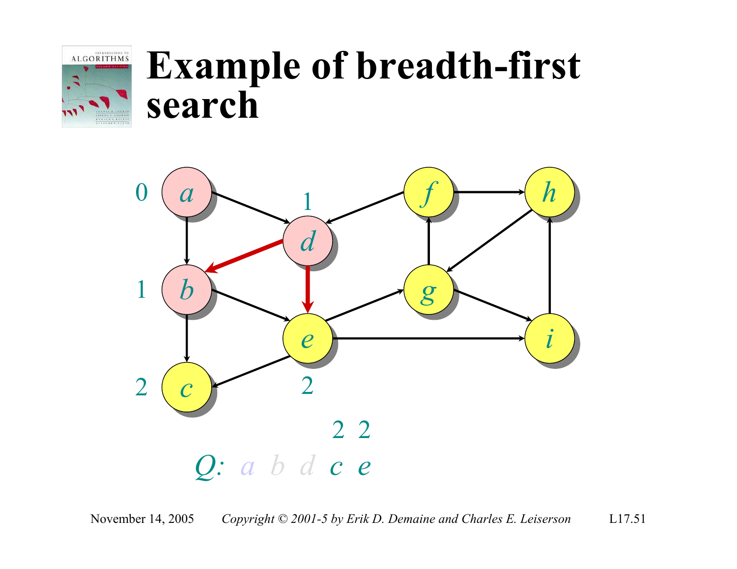# Example of breadth-first search

0 *a*

1 *d*

1 *b*

2 *c*

2 *e*

*f* *h* *g* *i*

$Q$: *a* *b* *d* *c* *e*

(with distances: *c* = 2, *e* = 2)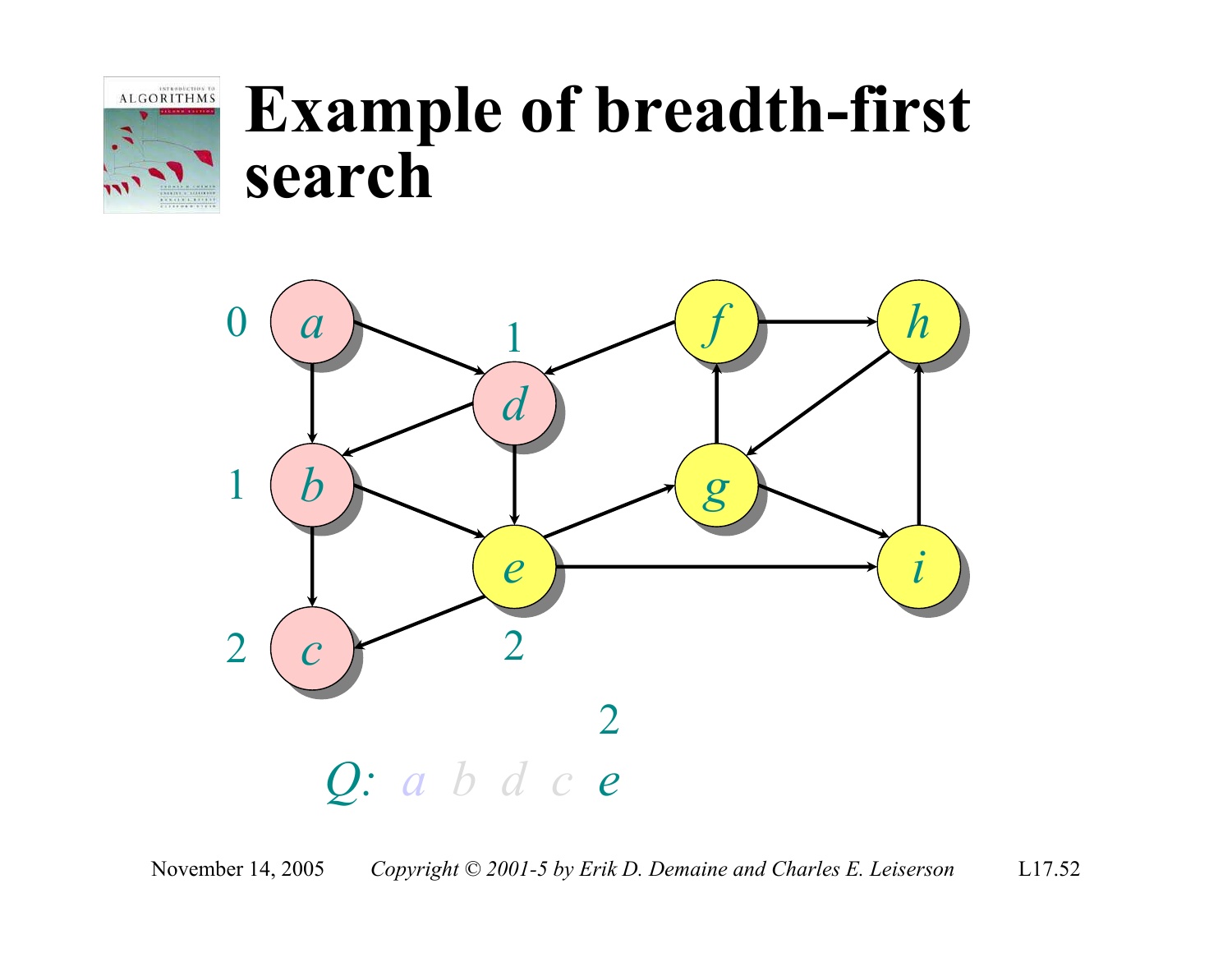# Example of breadth-first search

0 *a* → *d* 1

1 *b*

2 *c*

*e* 2

2

*Q*: *a b d c e*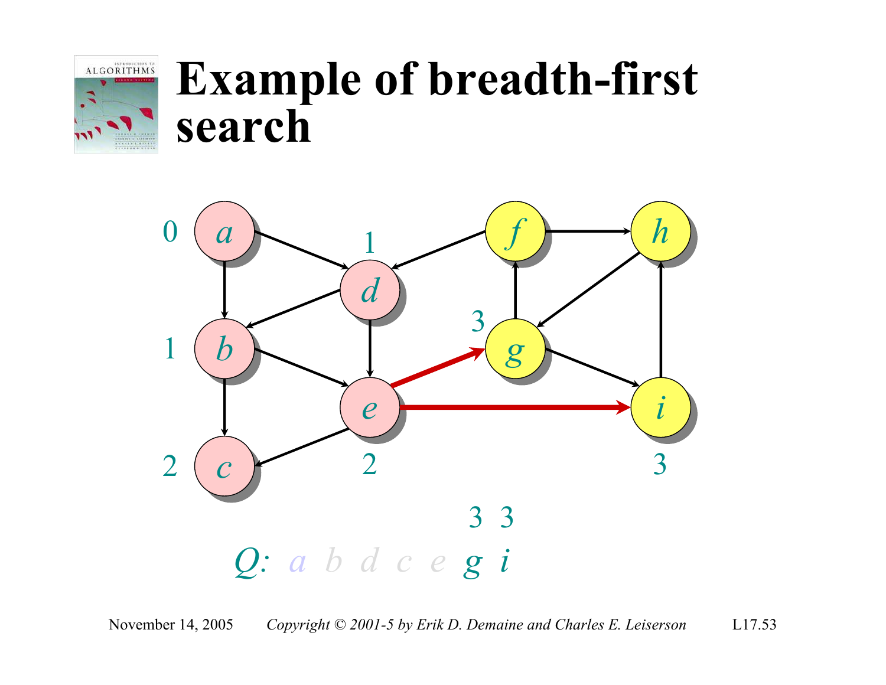# Example of breadth-first search

0 *a*    1 *d*    *f*    *h*

1 *b*    3 *g*

2 *c*    2 *e*    3 *i*

3 3

*Q*: *a* *b* *d* *c* *e* *g* *i*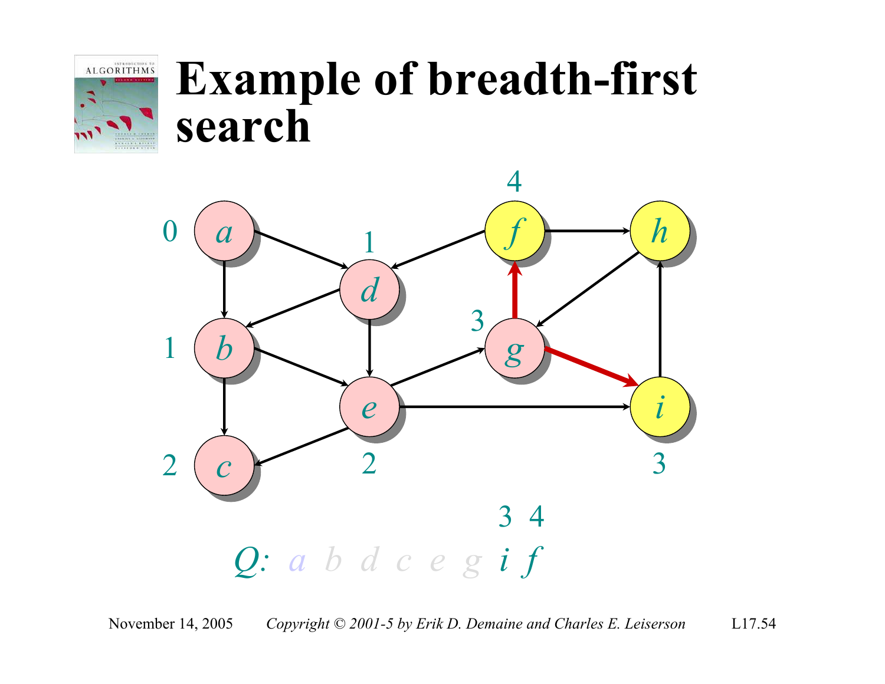# Example of breadth-first search

Q: a b d c e g i f

3 4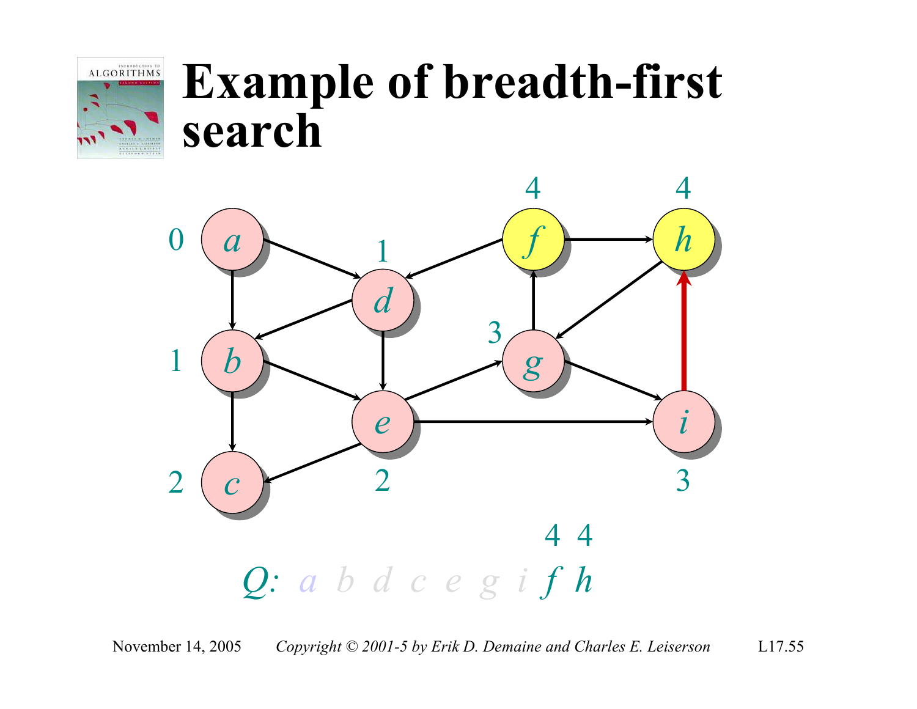# Example of breadth-first search

0 *a*

1 *d*

1 *b*

2 *c*

2 *e*

3 *g*

3 *i*

4 *f*

4 *h*

4 4

*Q*: *a b d c e g i f h*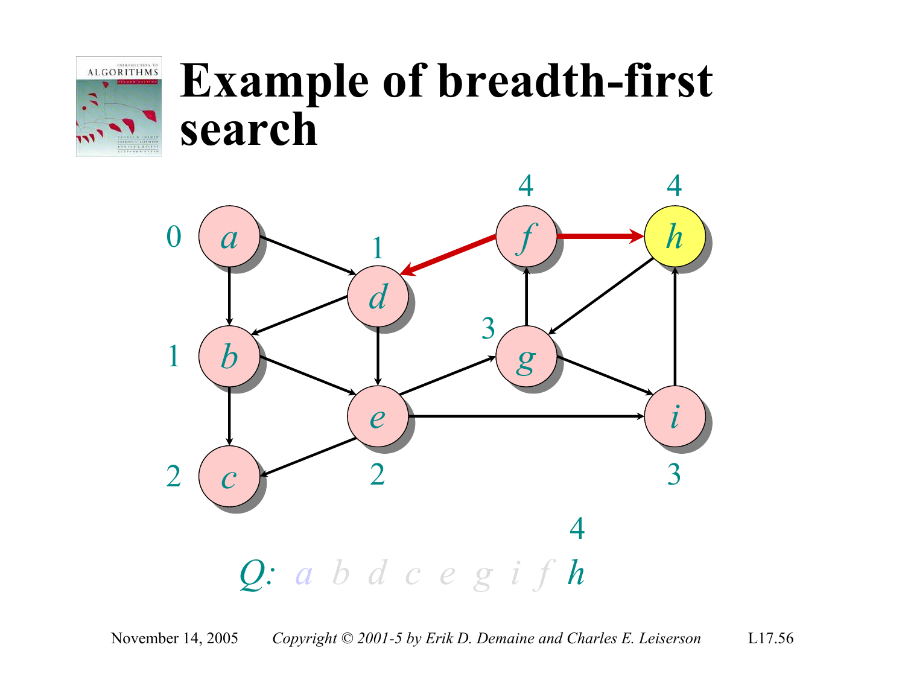# Example of breadth-first search

$Q$: $a$ $b$ $d$ $c$ $e$ $g$ $i$ $f$ $h$

4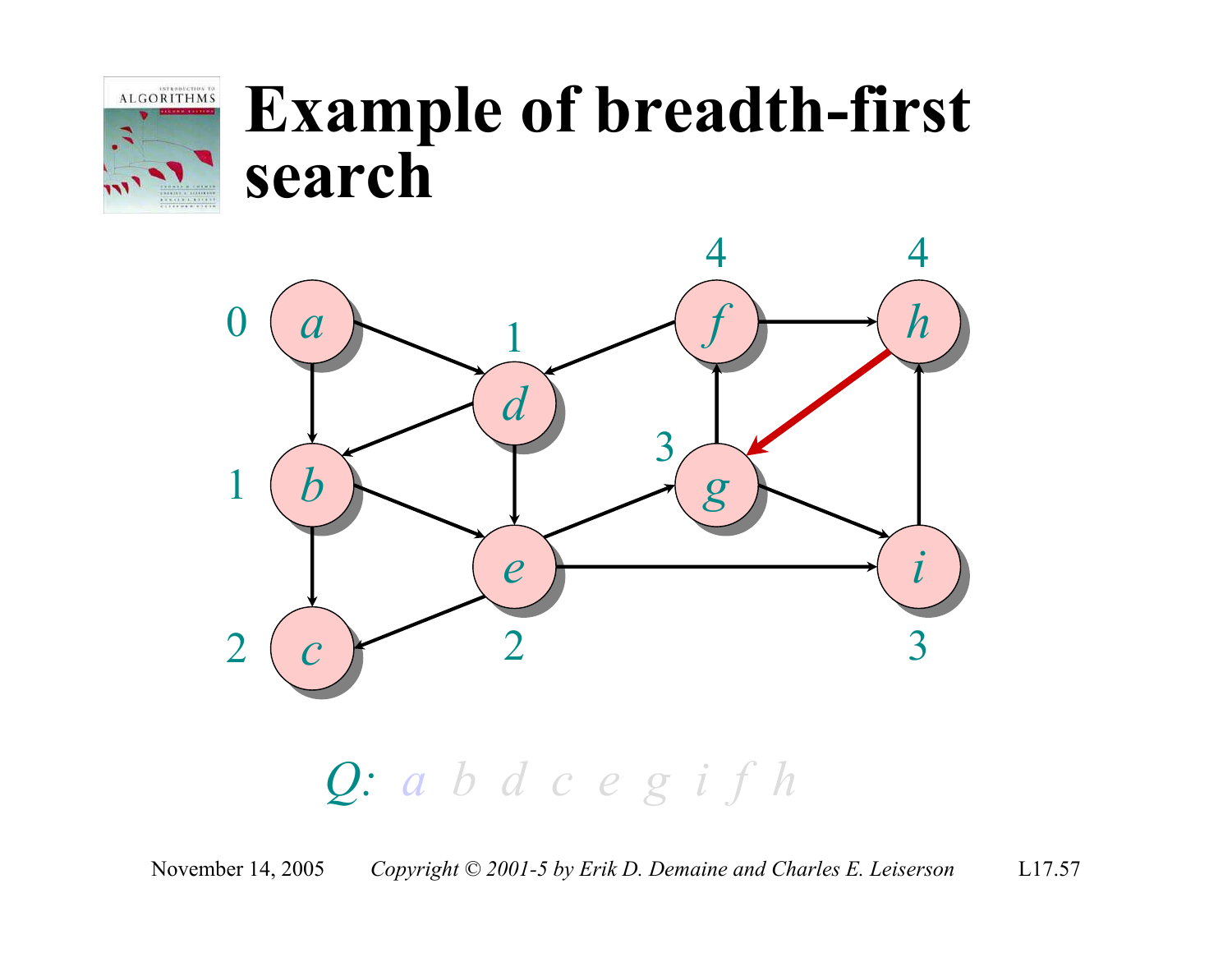# Example of breadth-first search

$Q$: *a b d c e g i f h*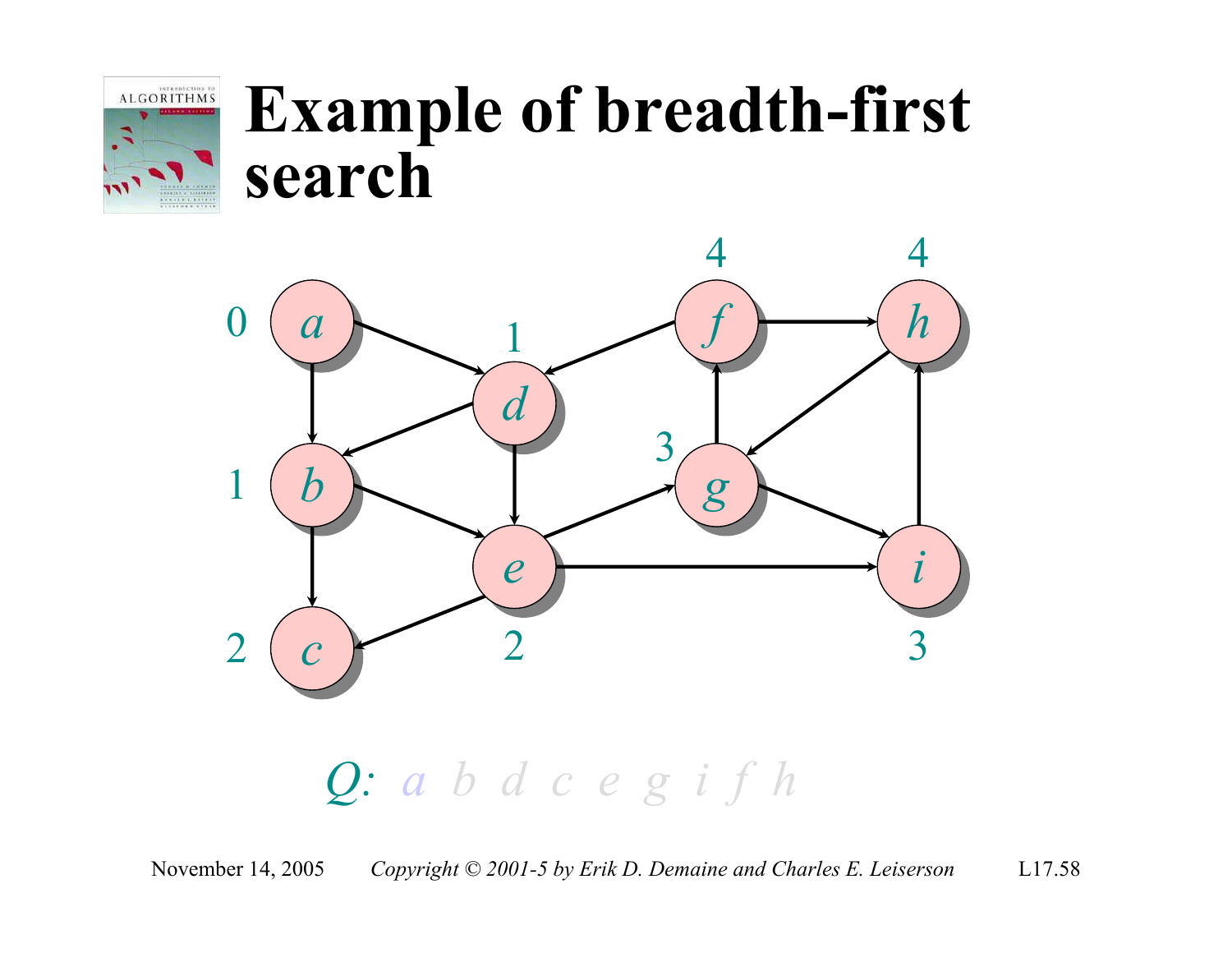# Example of breadth-first search

Q: a b d c e g i f h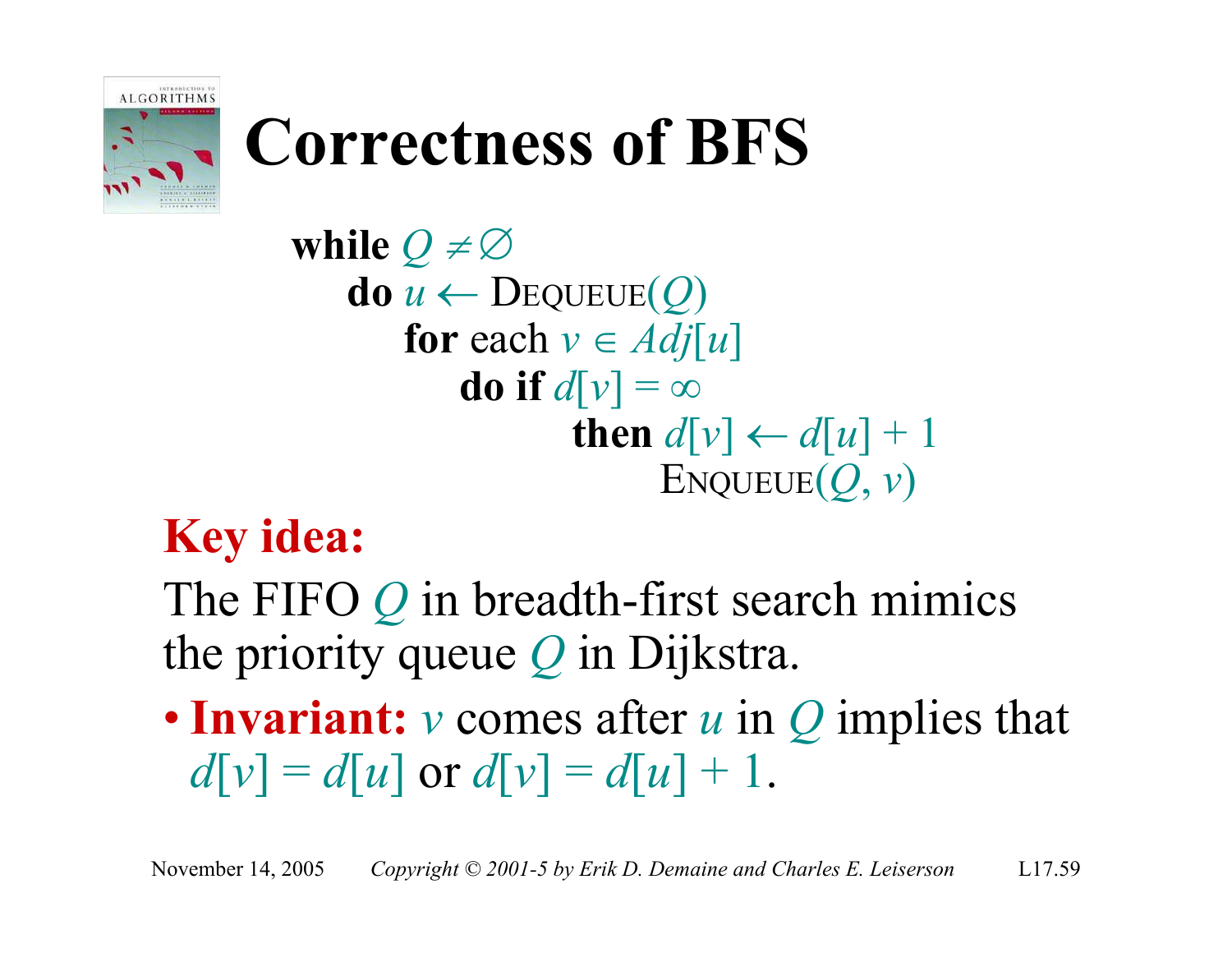# Correctness of BFS

```
while Q ≠ ∅
    do u ← DEQUEUE(Q)
        for each v ∈ Adj[u]
            do if d[v] = ∞
                then d[v] ← d[u] + 1
                    ENQUEUE(Q, v)
```

**Key idea:**

The FIFO $Q$ in breadth-first search mimics the priority queue $Q$ in Dijkstra.

- **Invariant:** $v$ comes after $u$ in $Q$ implies that $d[v] = d[u]$ or $d[v] = d[u] + 1$.